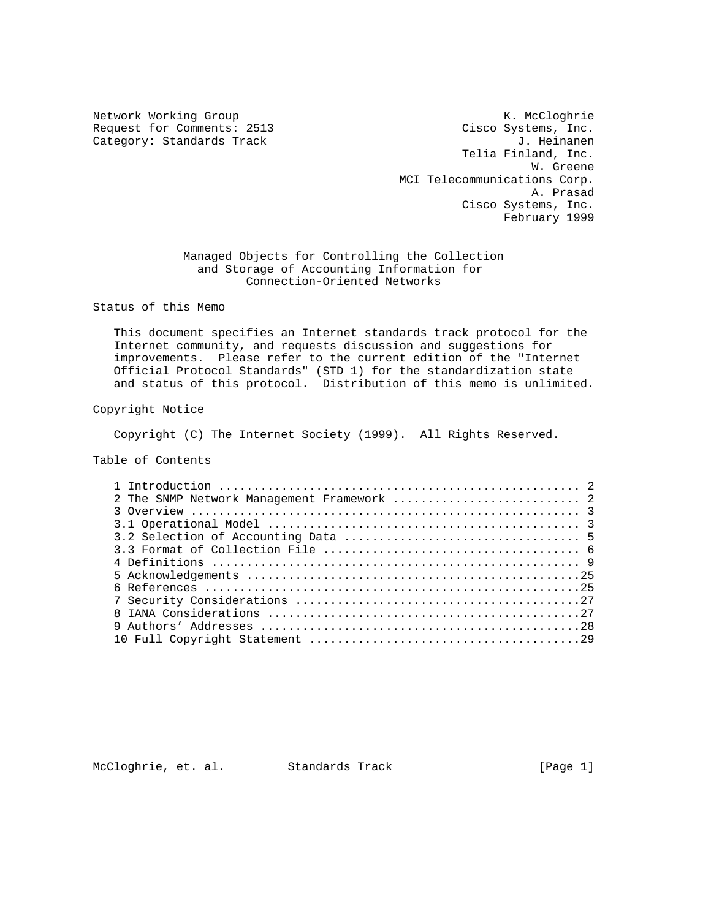Network Working Group                                      K. McCloghrie
Request for Comments: 2513                           Cisco Systems, Inc.
Category: Standards Track                                    J. Heinanen
                                                      Telia Finland, Inc.
                                                               W. Greene
                                             MCI Telecommunications Corp.
                                                                A. Prasad
                                                      Cisco Systems, Inc.
                                                            February 1999

# Managed Objects for Controlling the Collection and Storage of Accounting Information for Connection-Oriented Networks

## Status of this Memo

This document specifies an Internet standards track protocol for the Internet community, and requests discussion and suggestions for improvements. Please refer to the current edition of the "Internet Official Protocol Standards" (STD 1) for the standardization state and status of this protocol. Distribution of this memo is unlimited.

## Copyright Notice

Copyright (C) The Internet Society (1999). All Rights Reserved.

## Table of Contents

```
1 Introduction ..................................................... 2
2 The SNMP Network Management Framework ............................ 2
3 Overview ......................................................... 3
3.1 Operational Model .............................................. 3
3.2 Selection of Accounting Data ................................... 5
3.3 Format of Collection File ...................................... 6
4 Definitions ...................................................... 9
5 Acknowledgements .................................................25
6 References .......................................................25
7 Security Considerations ..........................................27
8 IANA Considerations ..............................................27
9 Authors' Addresses ...............................................28
10 Full Copyright Statement ........................................29
```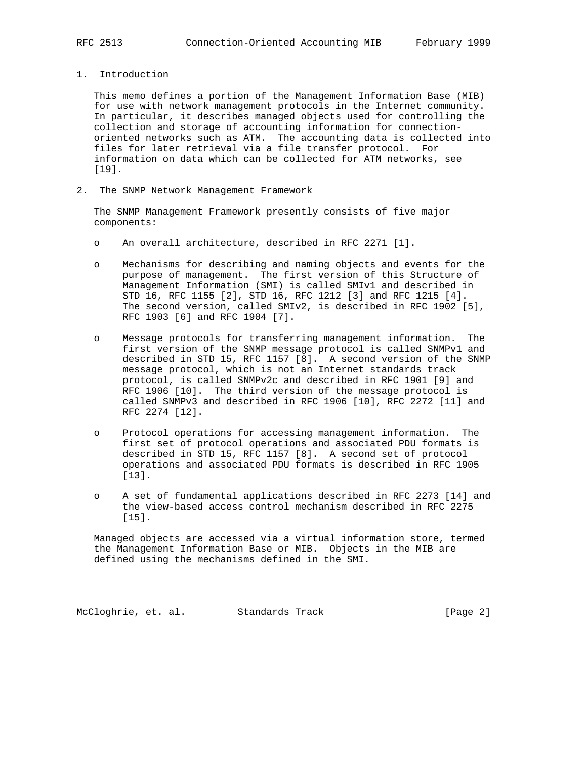## 1. Introduction

This memo defines a portion of the Management Information Base (MIB) for use with network management protocols in the Internet community. In particular, it describes managed objects used for controlling the collection and storage of accounting information for connection-oriented networks such as ATM. The accounting data is collected into files for later retrieval via a file transfer protocol. For information on data which can be collected for ATM networks, see [19].

## 2. The SNMP Network Management Framework

The SNMP Management Framework presently consists of five major components:

- An overall architecture, described in RFC 2271 [1].
- Mechanisms for describing and naming objects and events for the purpose of management. The first version of this Structure of Management Information (SMI) is called SMIv1 and described in STD 16, RFC 1155 [2], STD 16, RFC 1212 [3] and RFC 1215 [4]. The second version, called SMIv2, is described in RFC 1902 [5], RFC 1903 [6] and RFC 1904 [7].
- Message protocols for transferring management information. The first version of the SNMP message protocol is called SNMPv1 and described in STD 15, RFC 1157 [8]. A second version of the SNMP message protocol, which is not an Internet standards track protocol, is called SNMPv2c and described in RFC 1901 [9] and RFC 1906 [10]. The third version of the message protocol is called SNMPv3 and described in RFC 1906 [10], RFC 2272 [11] and RFC 2274 [12].
- Protocol operations for accessing management information. The first set of protocol operations and associated PDU formats is described in STD 15, RFC 1157 [8]. A second set of protocol operations and associated PDU formats is described in RFC 1905 [13].
- A set of fundamental applications described in RFC 2273 [14] and the view-based access control mechanism described in RFC 2275 [15].

Managed objects are accessed via a virtual information store, termed the Management Information Base or MIB. Objects in the MIB are defined using the mechanisms defined in the SMI.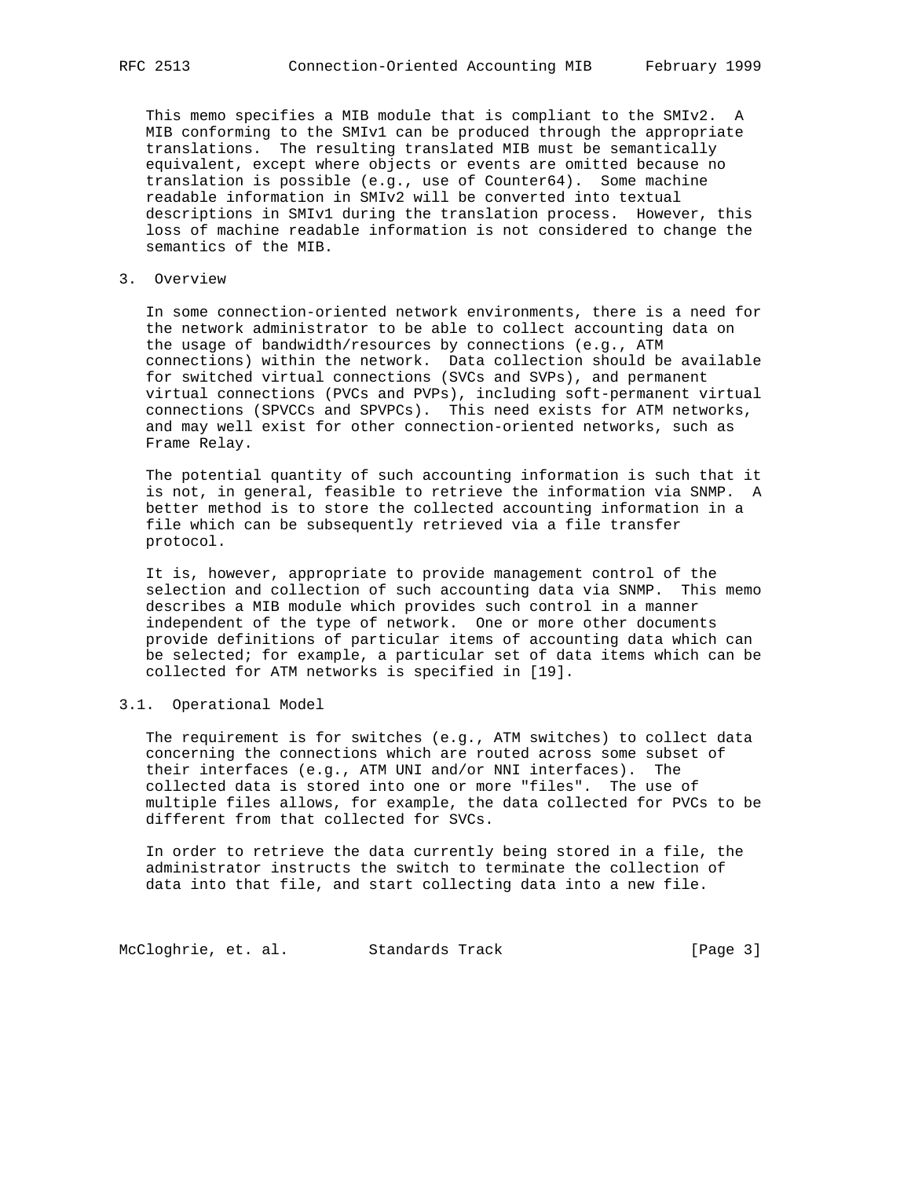This memo specifies a MIB module that is compliant to the SMIv2. A MIB conforming to the SMIv1 can be produced through the appropriate translations. The resulting translated MIB must be semantically equivalent, except where objects or events are omitted because no translation is possible (e.g., use of Counter64). Some machine readable information in SMIv2 will be converted into textual descriptions in SMIv1 during the translation process. However, this loss of machine readable information is not considered to change the semantics of the MIB.

## 3. Overview

In some connection-oriented network environments, there is a need for the network administrator to be able to collect accounting data on the usage of bandwidth/resources by connections (e.g., ATM connections) within the network. Data collection should be available for switched virtual connections (SVCs and SVPs), and permanent virtual connections (PVCs and PVPs), including soft-permanent virtual connections (SPVCCs and SPVPCs). This need exists for ATM networks, and may well exist for other connection-oriented networks, such as Frame Relay.

The potential quantity of such accounting information is such that it is not, in general, feasible to retrieve the information via SNMP. A better method is to store the collected accounting information in a file which can be subsequently retrieved via a file transfer protocol.

It is, however, appropriate to provide management control of the selection and collection of such accounting data via SNMP. This memo describes a MIB module which provides such control in a manner independent of the type of network. One or more other documents provide definitions of particular items of accounting data which can be selected; for example, a particular set of data items which can be collected for ATM networks is specified in [19].

### 3.1. Operational Model

The requirement is for switches (e.g., ATM switches) to collect data concerning the connections which are routed across some subset of their interfaces (e.g., ATM UNI and/or NNI interfaces). The collected data is stored into one or more "files". The use of multiple files allows, for example, the data collected for PVCs to be different from that collected for SVCs.

In order to retrieve the data currently being stored in a file, the administrator instructs the switch to terminate the collection of data into that file, and start collecting data into a new file.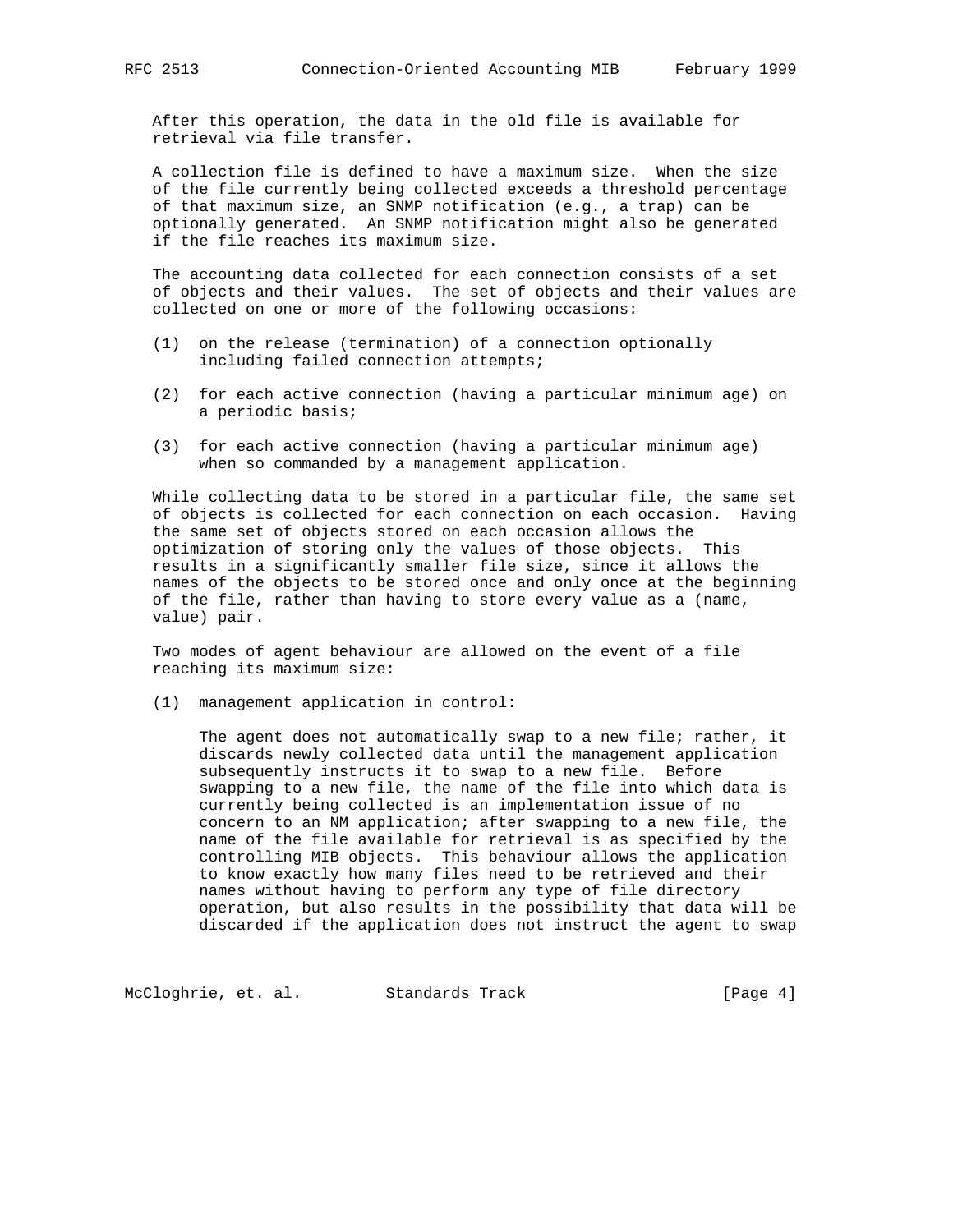After this operation, the data in the old file is available for retrieval via file transfer.

A collection file is defined to have a maximum size. When the size of the file currently being collected exceeds a threshold percentage of that maximum size, an SNMP notification (e.g., a trap) can be optionally generated. An SNMP notification might also be generated if the file reaches its maximum size.

The accounting data collected for each connection consists of a set of objects and their values. The set of objects and their values are collected on one or more of the following occasions:

(1) on the release (termination) of a connection optionally including failed connection attempts;

(2) for each active connection (having a particular minimum age) on a periodic basis;

(3) for each active connection (having a particular minimum age) when so commanded by a management application.

While collecting data to be stored in a particular file, the same set of objects is collected for each connection on each occasion. Having the same set of objects stored on each occasion allows the optimization of storing only the values of those objects. This results in a significantly smaller file size, since it allows the names of the objects to be stored once and only once at the beginning of the file, rather than having to store every value as a (name, value) pair.

Two modes of agent behaviour are allowed on the event of a file reaching its maximum size:

(1) management application in control:

The agent does not automatically swap to a new file; rather, it discards newly collected data until the management application subsequently instructs it to swap to a new file. Before swapping to a new file, the name of the file into which data is currently being collected is an implementation issue of no concern to an NM application; after swapping to a new file, the name of the file available for retrieval is as specified by the controlling MIB objects. This behaviour allows the application to know exactly how many files need to be retrieved and their names without having to perform any type of file directory operation, but also results in the possibility that data will be discarded if the application does not instruct the agent to swap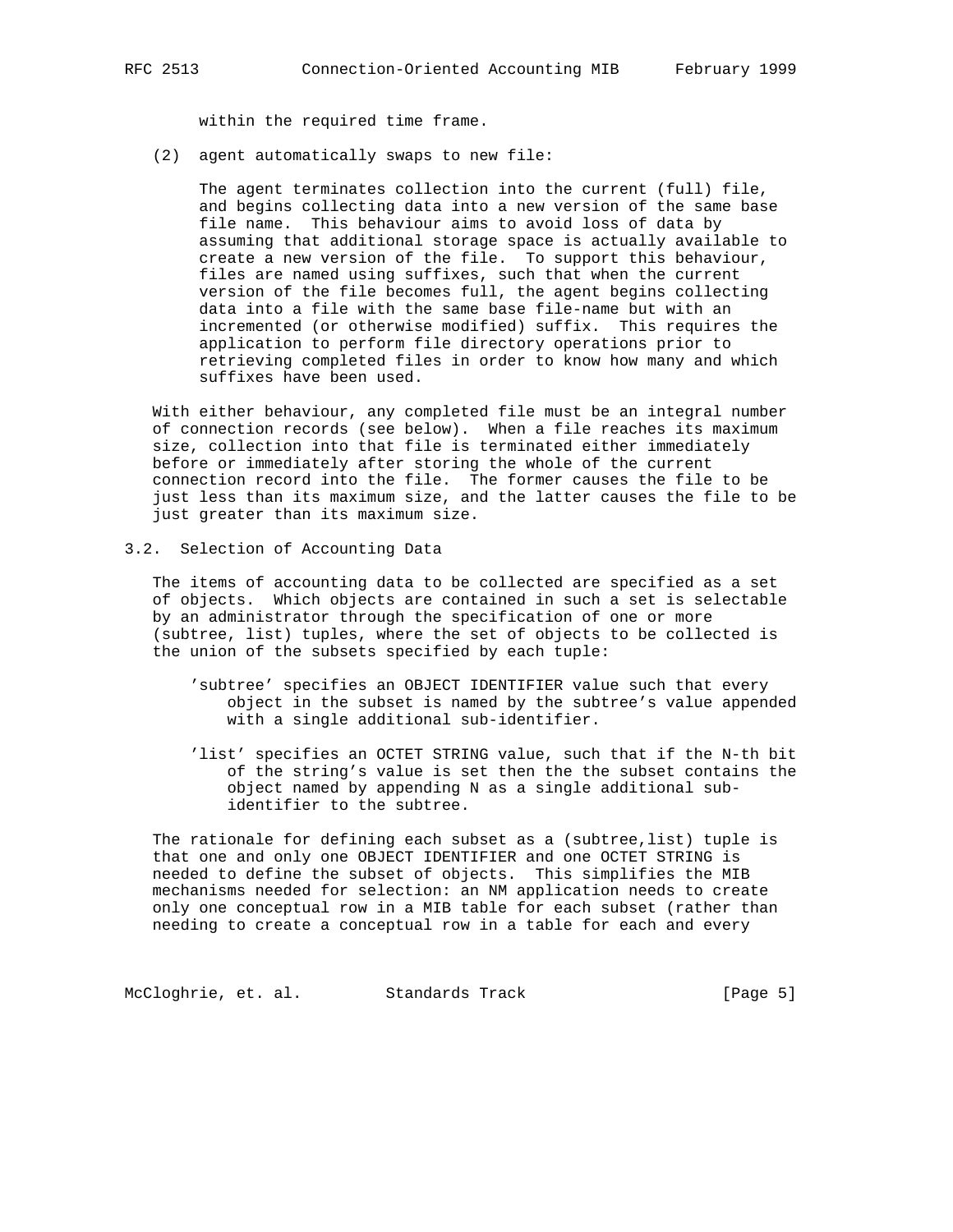within the required time frame.

(2) agent automatically swaps to new file:

The agent terminates collection into the current (full) file, and begins collecting data into a new version of the same base file name. This behaviour aims to avoid loss of data by assuming that additional storage space is actually available to create a new version of the file. To support this behaviour, files are named using suffixes, such that when the current version of the file becomes full, the agent begins collecting data into a file with the same base file-name but with an incremented (or otherwise modified) suffix. This requires the application to perform file directory operations prior to retrieving completed files in order to know how many and which suffixes have been used.

With either behaviour, any completed file must be an integral number of connection records (see below). When a file reaches its maximum size, collection into that file is terminated either immediately before or immediately after storing the whole of the current connection record into the file. The former causes the file to be just less than its maximum size, and the latter causes the file to be just greater than its maximum size.

## 3.2. Selection of Accounting Data

The items of accounting data to be collected are specified as a set of objects. Which objects are contained in such a set is selectable by an administrator through the specification of one or more (subtree, list) tuples, where the set of objects to be collected is the union of the subsets specified by each tuple:

'subtree' specifies an OBJECT IDENTIFIER value such that every object in the subset is named by the subtree's value appended with a single additional sub-identifier.

'list' specifies an OCTET STRING value, such that if the N-th bit of the string's value is set then the the subset contains the object named by appending N as a single additional sub-identifier to the subtree.

The rationale for defining each subset as a (subtree,list) tuple is that one and only one OBJECT IDENTIFIER and one OCTET STRING is needed to define the subset of objects. This simplifies the MIB mechanisms needed for selection: an NM application needs to create only one conceptual row in a MIB table for each subset (rather than needing to create a conceptual row in a table for each and every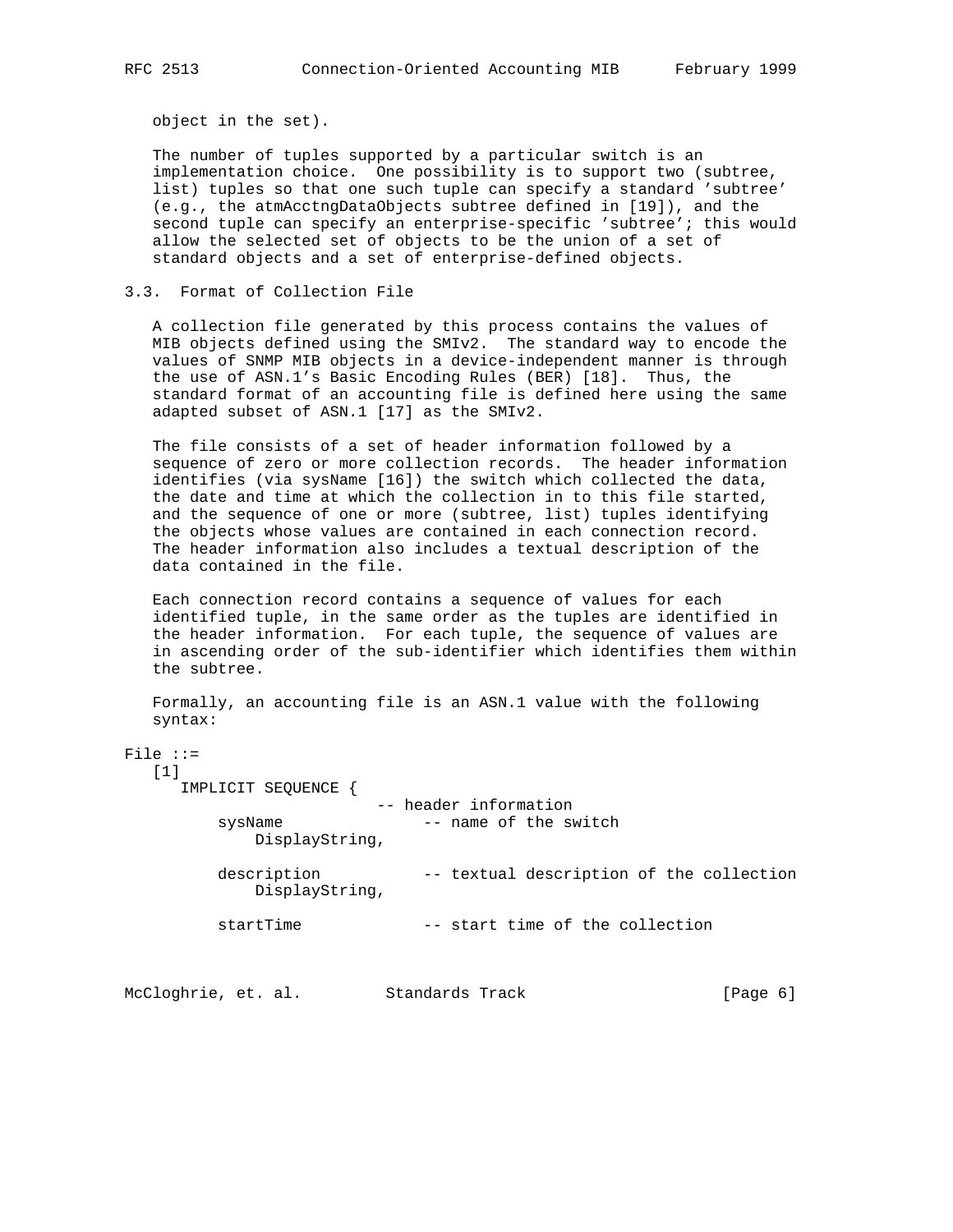object in the set).

The number of tuples supported by a particular switch is an implementation choice. One possibility is to support two (subtree, list) tuples so that one such tuple can specify a standard 'subtree' (e.g., the atmAcctngDataObjects subtree defined in [19]), and the second tuple can specify an enterprise-specific 'subtree'; this would allow the selected set of objects to be the union of a set of standard objects and a set of enterprise-defined objects.

### 3.3. Format of Collection File

A collection file generated by this process contains the values of MIB objects defined using the SMIv2. The standard way to encode the values of SNMP MIB objects in a device-independent manner is through the use of ASN.1's Basic Encoding Rules (BER) [18]. Thus, the standard format of an accounting file is defined here using the same adapted subset of ASN.1 [17] as the SMIv2.

The file consists of a set of header information followed by a sequence of zero or more collection records. The header information identifies (via sysName [16]) the switch which collected the data, the date and time at which the collection in to this file started, and the sequence of one or more (subtree, list) tuples identifying the objects whose values are contained in each connection record. The header information also includes a textual description of the data contained in the file.

Each connection record contains a sequence of values for each identified tuple, in the same order as the tuples are identified in the header information. For each tuple, the sequence of values are in ascending order of the sub-identifier which identifies them within the subtree.

Formally, an accounting file is an ASN.1 value with the following syntax:

```
File ::=
   [1]
      IMPLICIT SEQUENCE {
                          -- header information
          sysName               -- name of the switch
              DisplayString,

          description           -- textual description of the collection
              DisplayString,

          startTime             -- start time of the collection
```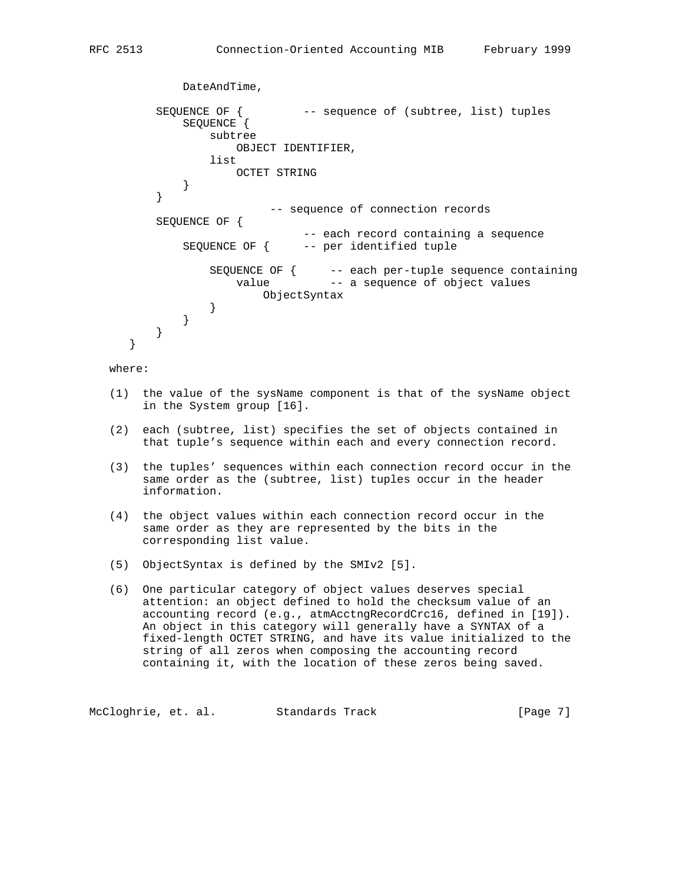```
            DateAndTime,

        SEQUENCE OF {         -- sequence of (subtree, list) tuples
            SEQUENCE {
                subtree
                    OBJECT IDENTIFIER,
                list
                    OCTET STRING
            }
        }
                        -- sequence of connection records
        SEQUENCE OF {
                              -- each record containing a sequence
            SEQUENCE OF {     -- per identified tuple

                SEQUENCE OF {     -- each per-tuple sequence containing
                    value         -- a sequence of object values
                        ObjectSyntax
                }
            }
        }
    }
```

where:

(1) the value of the sysName component is that of the sysName object in the System group [16].

(2) each (subtree, list) specifies the set of objects contained in that tuple's sequence within each and every connection record.

(3) the tuples' sequences within each connection record occur in the same order as the (subtree, list) tuples occur in the header information.

(4) the object values within each connection record occur in the same order as they are represented by the bits in the corresponding list value.

(5) ObjectSyntax is defined by the SMIv2 [5].

(6) One particular category of object values deserves special attention: an object defined to hold the checksum value of an accounting record (e.g., atmAcctngRecordCrc16, defined in [19]). An object in this category will generally have a SYNTAX of a fixed-length OCTET STRING, and have its value initialized to the string of all zeros when composing the accounting record containing it, with the location of these zeros being saved.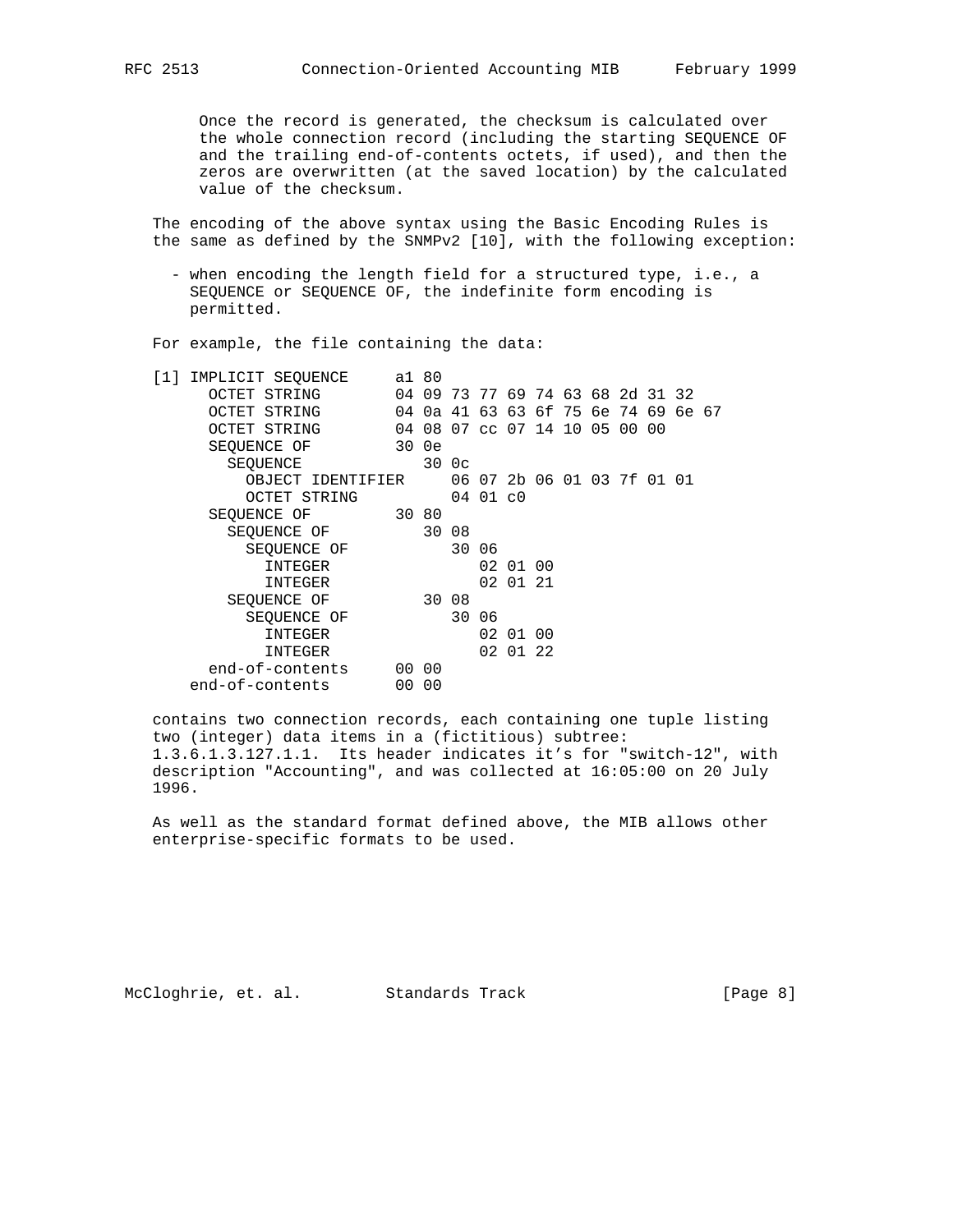Once the record is generated, the checksum is calculated over the whole connection record (including the starting SEQUENCE OF and the trailing end-of-contents octets, if used), and then the zeros are overwritten (at the saved location) by the calculated value of the checksum.

The encoding of the above syntax using the Basic Encoding Rules is the same as defined by the SNMPv2 [10], with the following exception:

- when encoding the length field for a structured type, i.e., a SEQUENCE or SEQUENCE OF, the indefinite form encoding is permitted.

For example, the file containing the data:

```
[1] IMPLICIT SEQUENCE     a1 80
      OCTET STRING        04 09 73 77 69 74 63 68 2d 31 32
      OCTET STRING        04 0a 41 63 63 6f 75 6e 74 69 6e 67
      OCTET STRING        04 08 07 cc 07 14 10 05 00 00
      SEQUENCE OF         30 0e
        SEQUENCE             30 0c
          OBJECT IDENTIFIER     06 07 2b 06 01 03 7f 01 01
          OCTET STRING          04 01 c0
      SEQUENCE OF         30 80
        SEQUENCE OF          30 08
          SEQUENCE OF           30 06
            INTEGER                02 01 00
            INTEGER                02 01 21
        SEQUENCE OF          30 08
          SEQUENCE OF           30 06
            INTEGER                02 01 00
            INTEGER                02 01 22
      end-of-contents     00 00
    end-of-contents       00 00
```

contains two connection records, each containing one tuple listing two (integer) data items in a (fictitious) subtree: 1.3.6.1.3.127.1.1. Its header indicates it's for "switch-12", with description "Accounting", and was collected at 16:05:00 on 20 July 1996.

As well as the standard format defined above, the MIB allows other enterprise-specific formats to be used.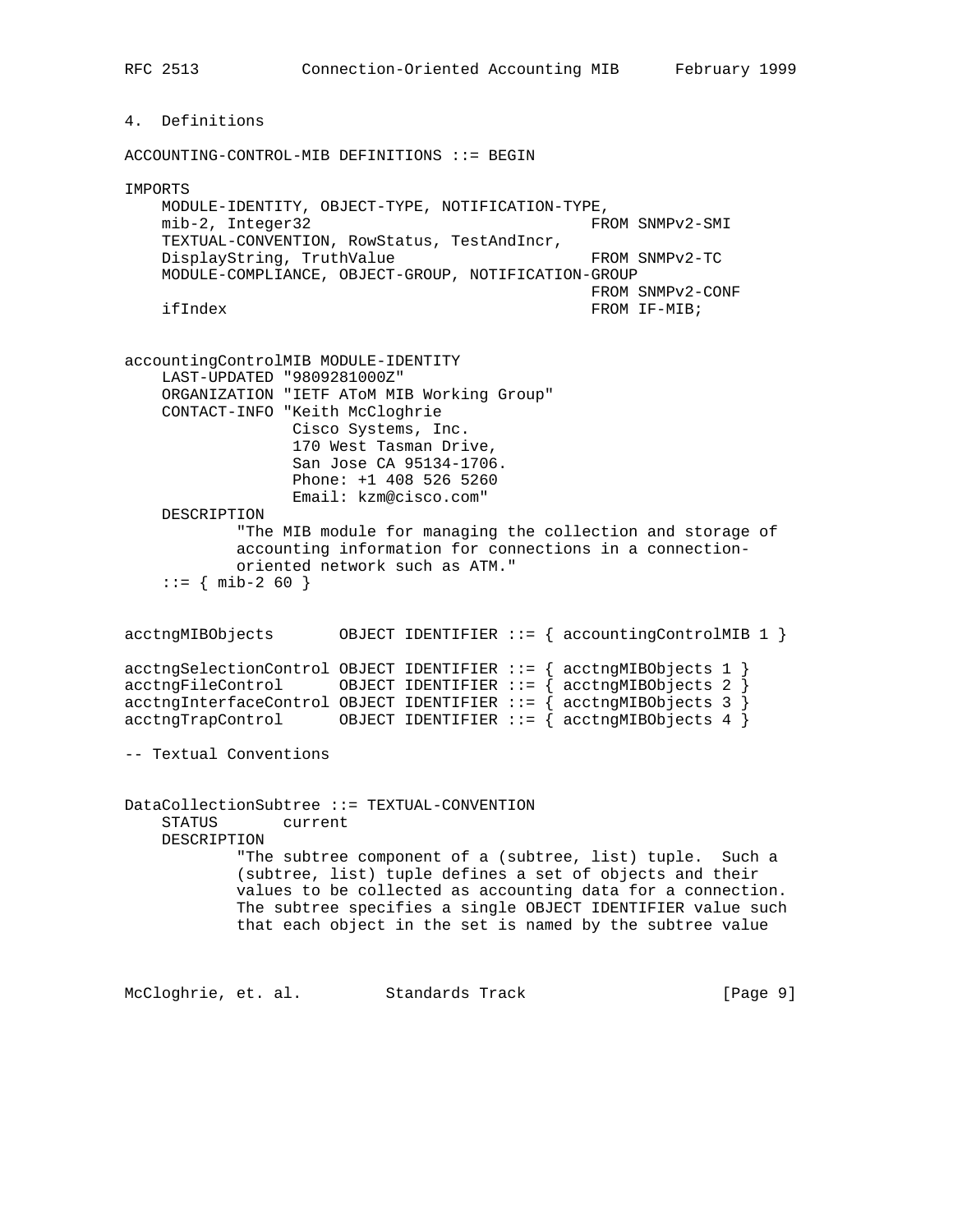## 4. Definitions

```
ACCOUNTING-CONTROL-MIB DEFINITIONS ::= BEGIN

IMPORTS
    MODULE-IDENTITY, OBJECT-TYPE, NOTIFICATION-TYPE,
    mib-2, Integer32                              FROM SNMPv2-SMI
    TEXTUAL-CONVENTION, RowStatus, TestAndIncr,
    DisplayString, TruthValue                     FROM SNMPv2-TC
    MODULE-COMPLIANCE, OBJECT-GROUP, NOTIFICATION-GROUP
                                                  FROM SNMPv2-CONF
    ifIndex                                       FROM IF-MIB;


accountingControlMIB MODULE-IDENTITY
    LAST-UPDATED "9809281000Z"
    ORGANIZATION "IETF AToM MIB Working Group"
    CONTACT-INFO "Keith McCloghrie
                  Cisco Systems, Inc.
                  170 West Tasman Drive,
                  San Jose CA 95134-1706.
                  Phone: +1 408 526 5260
                  Email: kzm@cisco.com"
    DESCRIPTION
            "The MIB module for managing the collection and storage of
            accounting information for connections in a connection-
            oriented network such as ATM."
    ::= { mib-2 60 }


acctngMIBObjects       OBJECT IDENTIFIER ::= { accountingControlMIB 1 }

acctngSelectionControl OBJECT IDENTIFIER ::= { acctngMIBObjects 1 }
acctngFileControl      OBJECT IDENTIFIER ::= { acctngMIBObjects 2 }
acctngInterfaceControl OBJECT IDENTIFIER ::= { acctngMIBObjects 3 }
acctngTrapControl      OBJECT IDENTIFIER ::= { acctngMIBObjects 4 }

-- Textual Conventions


DataCollectionSubtree ::= TEXTUAL-CONVENTION
    STATUS       current
    DESCRIPTION
            "The subtree component of a (subtree, list) tuple.  Such a
            (subtree, list) tuple defines a set of objects and their
            values to be collected as accounting data for a connection.
            The subtree specifies a single OBJECT IDENTIFIER value such
            that each object in the set is named by the subtree value
```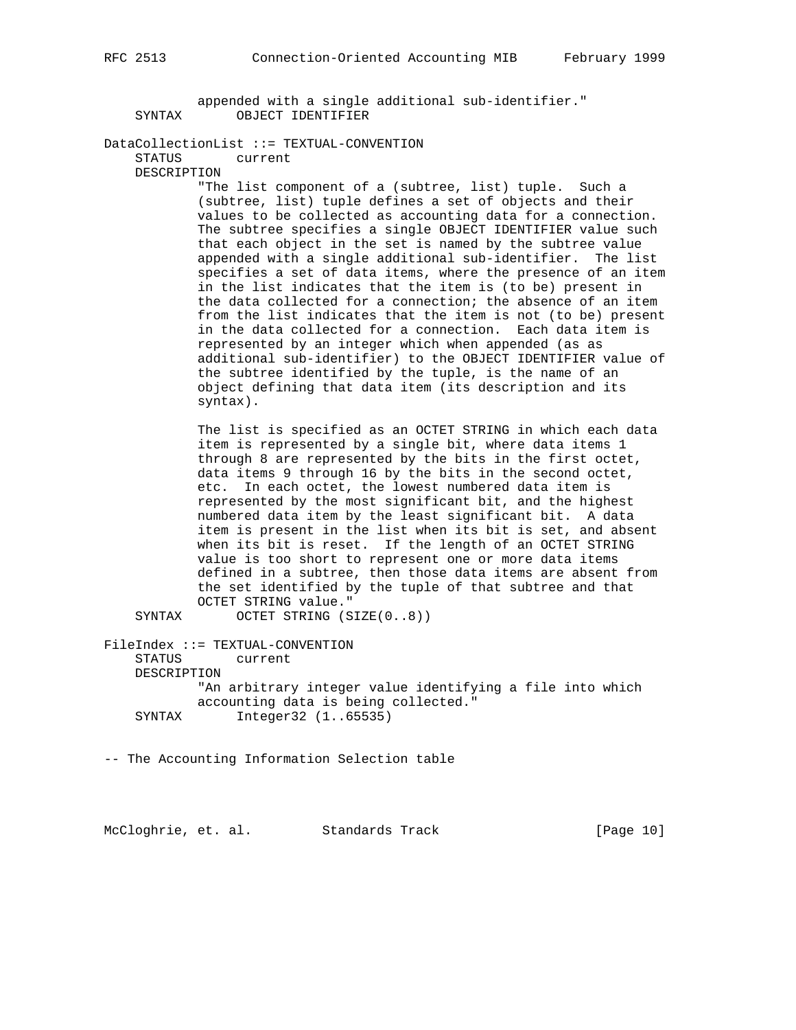```
            appended with a single additional sub-identifier."
    SYNTAX       OBJECT IDENTIFIER

DataCollectionList ::= TEXTUAL-CONVENTION
    STATUS       current
    DESCRIPTION
            "The list component of a (subtree, list) tuple.  Such a
            (subtree, list) tuple defines a set of objects and their
            values to be collected as accounting data for a connection.
            The subtree specifies a single OBJECT IDENTIFIER value such
            that each object in the set is named by the subtree value
            appended with a single additional sub-identifier.  The list
            specifies a set of data items, where the presence of an item
            in the list indicates that the item is (to be) present in
            the data collected for a connection; the absence of an item
            from the list indicates that the item is not (to be) present
            in the data collected for a connection.  Each data item is
            represented by an integer which when appended (as as
            additional sub-identifier) to the OBJECT IDENTIFIER value of
            the subtree identified by the tuple, is the name of an
            object defining that data item (its description and its
            syntax).

            The list is specified as an OCTET STRING in which each data
            item is represented by a single bit, where data items 1
            through 8 are represented by the bits in the first octet,
            data items 9 through 16 by the bits in the second octet,
            etc.  In each octet, the lowest numbered data item is
            represented by the most significant bit, and the highest
            numbered data item by the least significant bit.  A data
            item is present in the list when its bit is set, and absent
            when its bit is reset.  If the length of an OCTET STRING
            value is too short to represent one or more data items
            defined in a subtree, then those data items are absent from
            the set identified by the tuple of that subtree and that
            OCTET STRING value."
    SYNTAX       OCTET STRING (SIZE(0..8))

FileIndex ::= TEXTUAL-CONVENTION
    STATUS       current
    DESCRIPTION
            "An arbitrary integer value identifying a file into which
            accounting data is being collected."
    SYNTAX       Integer32 (1..65535)


-- The Accounting Information Selection table
```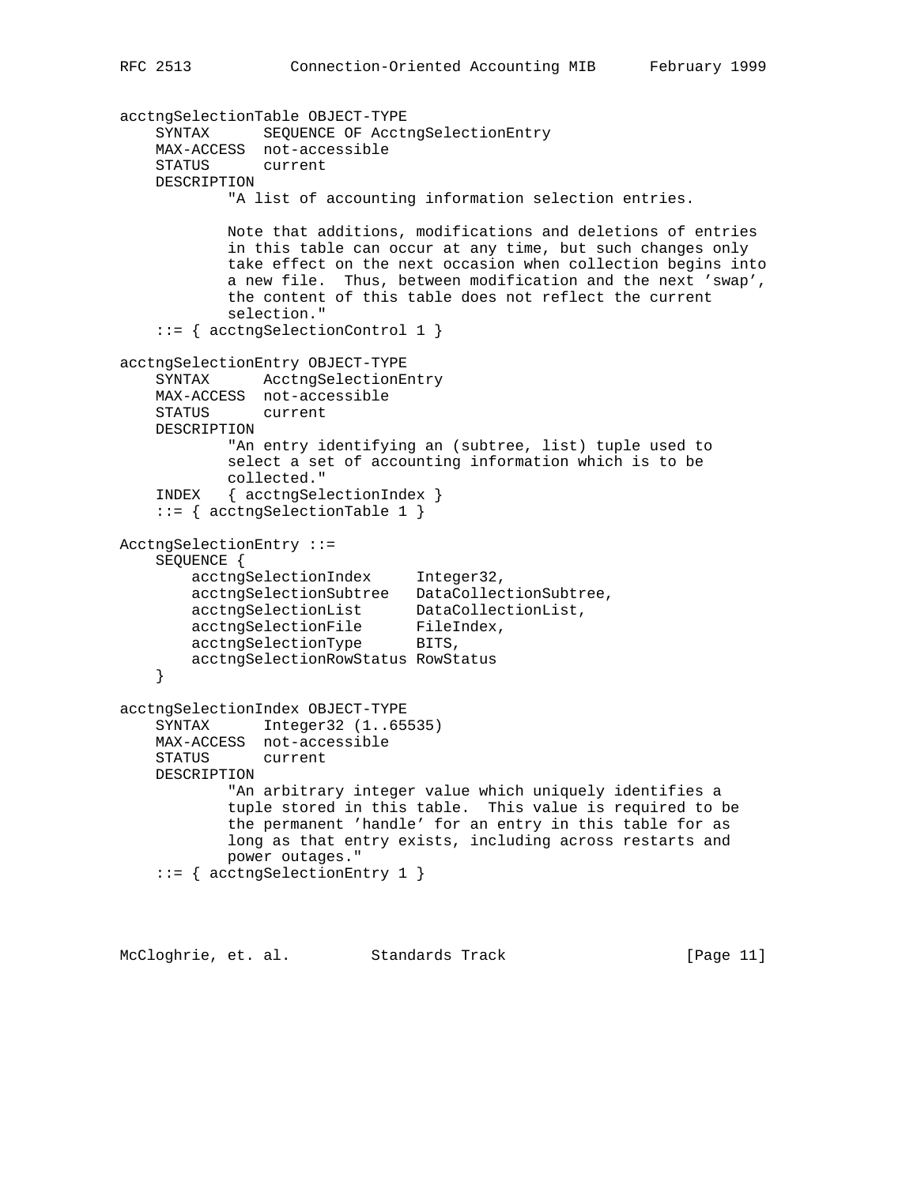```
acctngSelectionTable OBJECT-TYPE
    SYNTAX      SEQUENCE OF AcctngSelectionEntry
    MAX-ACCESS  not-accessible
    STATUS      current
    DESCRIPTION
            "A list of accounting information selection entries.

            Note that additions, modifications and deletions of entries
            in this table can occur at any time, but such changes only
            take effect on the next occasion when collection begins into
            a new file.  Thus, between modification and the next 'swap',
            the content of this table does not reflect the current
            selection."
    ::= { acctngSelectionControl 1 }

acctngSelectionEntry OBJECT-TYPE
    SYNTAX      AcctngSelectionEntry
    MAX-ACCESS  not-accessible
    STATUS      current
    DESCRIPTION
            "An entry identifying an (subtree, list) tuple used to
            select a set of accounting information which is to be
            collected."
    INDEX   { acctngSelectionIndex }
    ::= { acctngSelectionTable 1 }

AcctngSelectionEntry ::=
    SEQUENCE {
        acctngSelectionIndex     Integer32,
        acctngSelectionSubtree   DataCollectionSubtree,
        acctngSelectionList      DataCollectionList,
        acctngSelectionFile      FileIndex,
        acctngSelectionType      BITS,
        acctngSelectionRowStatus RowStatus
    }

acctngSelectionIndex OBJECT-TYPE
    SYNTAX      Integer32 (1..65535)
    MAX-ACCESS  not-accessible
    STATUS      current
    DESCRIPTION
            "An arbitrary integer value which uniquely identifies a
            tuple stored in this table.  This value is required to be
            the permanent 'handle' for an entry in this table for as
            long as that entry exists, including across restarts and
            power outages."
    ::= { acctngSelectionEntry 1 }
```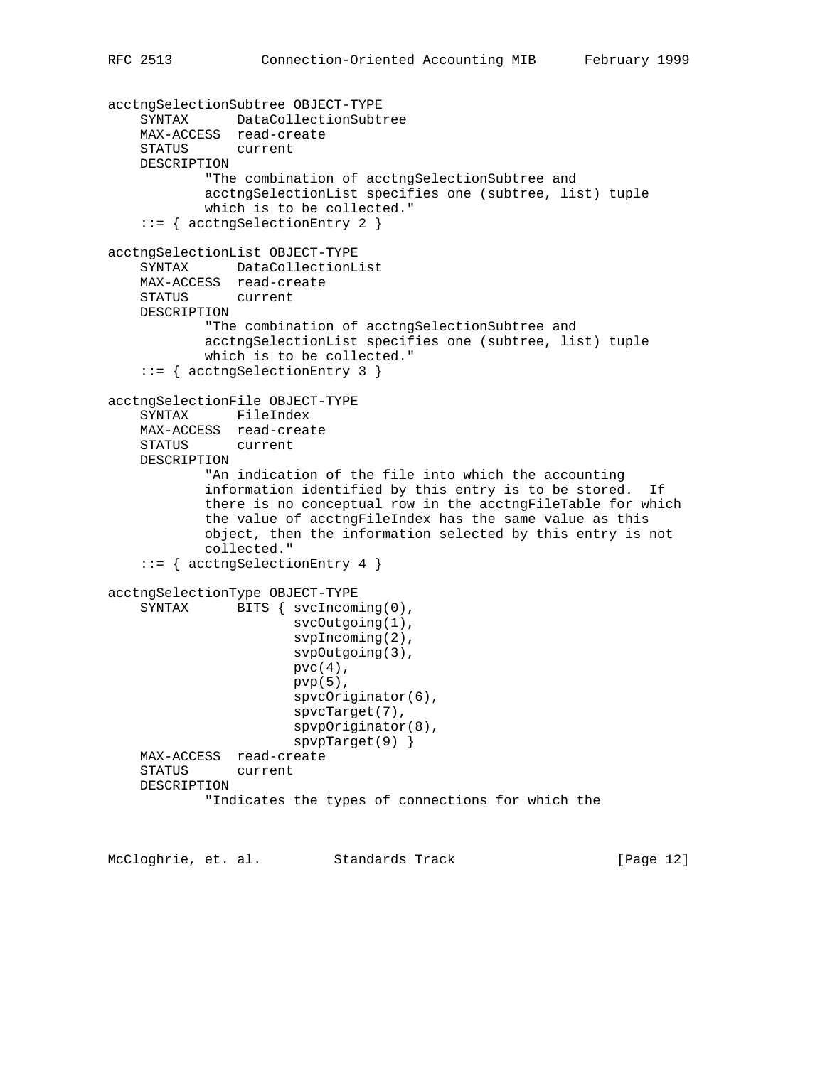```
acctngSelectionSubtree OBJECT-TYPE
    SYNTAX      DataCollectionSubtree
    MAX-ACCESS  read-create
    STATUS      current
    DESCRIPTION
            "The combination of acctngSelectionSubtree and
            acctngSelectionList specifies one (subtree, list) tuple
            which is to be collected."
    ::= { acctngSelectionEntry 2 }

acctngSelectionList OBJECT-TYPE
    SYNTAX      DataCollectionList
    MAX-ACCESS  read-create
    STATUS      current
    DESCRIPTION
            "The combination of acctngSelectionSubtree and
            acctngSelectionList specifies one (subtree, list) tuple
            which is to be collected."
    ::= { acctngSelectionEntry 3 }

acctngSelectionFile OBJECT-TYPE
    SYNTAX      FileIndex
    MAX-ACCESS  read-create
    STATUS      current
    DESCRIPTION
            "An indication of the file into which the accounting
            information identified by this entry is to be stored.  If
            there is no conceptual row in the acctngFileTable for which
            the value of acctngFileIndex has the same value as this
            object, then the information selected by this entry is not
            collected."
    ::= { acctngSelectionEntry 4 }

acctngSelectionType OBJECT-TYPE
    SYNTAX      BITS { svcIncoming(0),
                       svcOutgoing(1),
                       svpIncoming(2),
                       svpOutgoing(3),
                       pvc(4),
                       pvp(5),
                       spvcOriginator(6),
                       spvcTarget(7),
                       spvpOriginator(8),
                       spvpTarget(9) }
    MAX-ACCESS  read-create
    STATUS      current
    DESCRIPTION
            "Indicates the types of connections for which the
```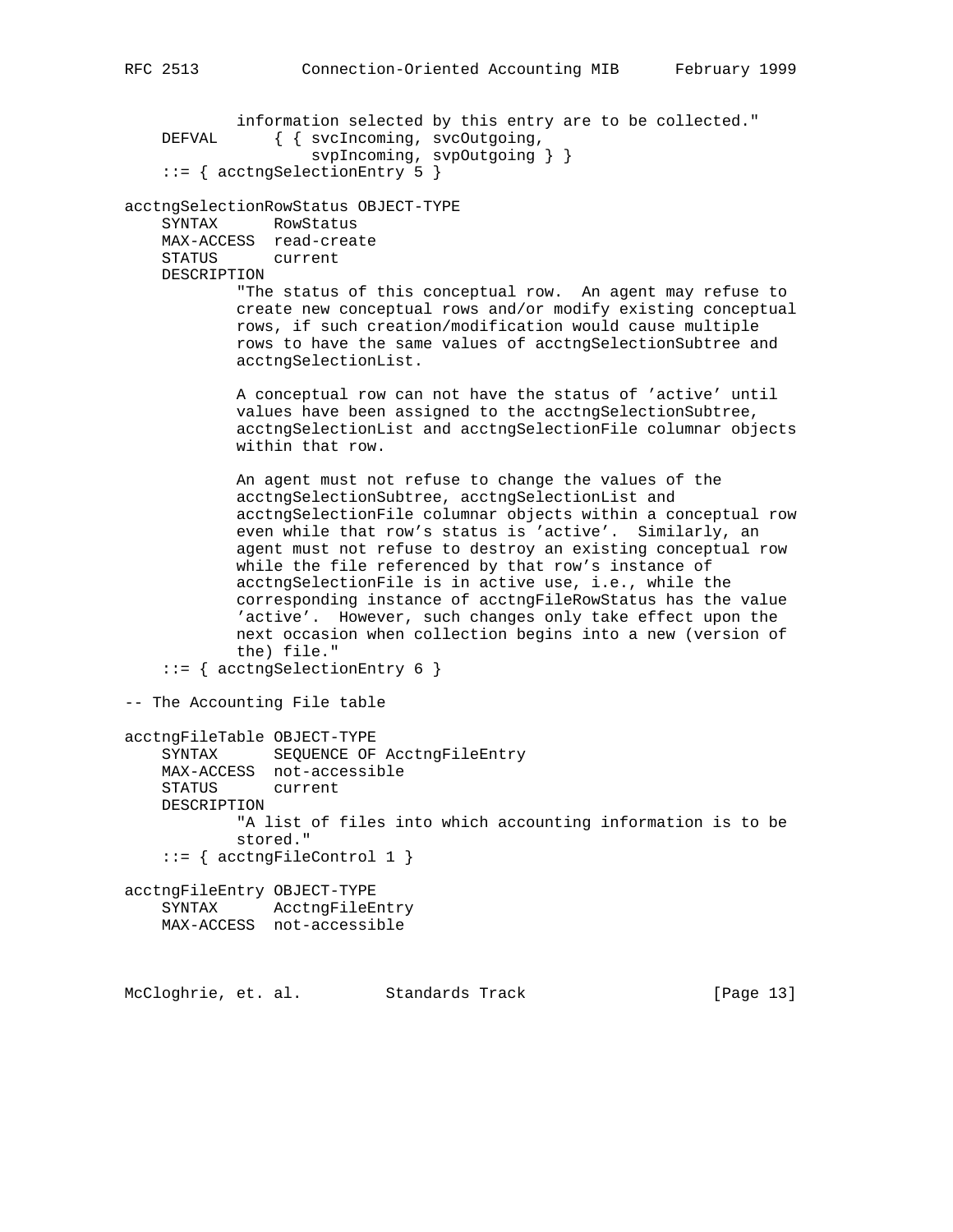```
            information selected by this entry are to be collected."
    DEFVAL      { { svcIncoming, svcOutgoing,
                    svpIncoming, svpOutgoing } }
    ::= { acctngSelectionEntry 5 }

acctngSelectionRowStatus OBJECT-TYPE
    SYNTAX      RowStatus
    MAX-ACCESS  read-create
    STATUS      current
    DESCRIPTION
            "The status of this conceptual row.  An agent may refuse to
            create new conceptual rows and/or modify existing conceptual
            rows, if such creation/modification would cause multiple
            rows to have the same values of acctngSelectionSubtree and
            acctngSelectionList.

            A conceptual row can not have the status of 'active' until
            values have been assigned to the acctngSelectionSubtree,
            acctngSelectionList and acctngSelectionFile columnar objects
            within that row.

            An agent must not refuse to change the values of the
            acctngSelectionSubtree, acctngSelectionList and
            acctngSelectionFile columnar objects within a conceptual row
            even while that row's status is 'active'.  Similarly, an
            agent must not refuse to destroy an existing conceptual row
            while the file referenced by that row's instance of
            acctngSelectionFile is in active use, i.e., while the
            corresponding instance of acctngFileRowStatus has the value
            'active'.  However, such changes only take effect upon the
            next occasion when collection begins into a new (version of
            the) file."
    ::= { acctngSelectionEntry 6 }

-- The Accounting File table

acctngFileTable OBJECT-TYPE
    SYNTAX      SEQUENCE OF AcctngFileEntry
    MAX-ACCESS  not-accessible
    STATUS      current
    DESCRIPTION
            "A list of files into which accounting information is to be
            stored."
    ::= { acctngFileControl 1 }

acctngFileEntry OBJECT-TYPE
    SYNTAX      AcctngFileEntry
    MAX-ACCESS  not-accessible
```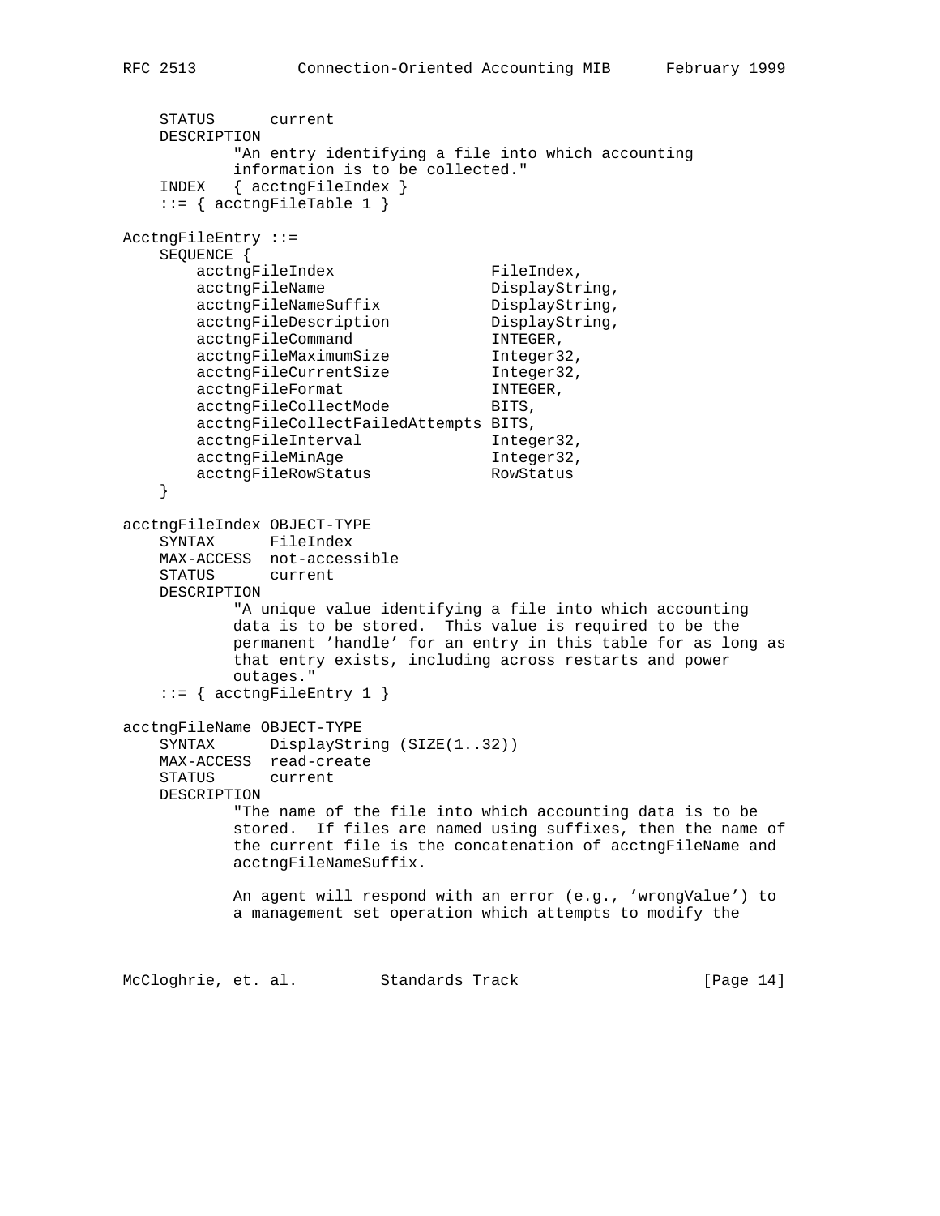```
    STATUS      current
    DESCRIPTION
            "An entry identifying a file into which accounting
            information is to be collected."
    INDEX   { acctngFileIndex }
    ::= { acctngFileTable 1 }

AcctngFileEntry ::=
    SEQUENCE {
        acctngFileIndex                 FileIndex,
        acctngFileName                  DisplayString,
        acctngFileNameSuffix            DisplayString,
        acctngFileDescription           DisplayString,
        acctngFileCommand               INTEGER,
        acctngFileMaximumSize           Integer32,
        acctngFileCurrentSize           Integer32,
        acctngFileFormat                INTEGER,
        acctngFileCollectMode           BITS,
        acctngFileCollectFailedAttempts BITS,
        acctngFileInterval              Integer32,
        acctngFileMinAge                Integer32,
        acctngFileRowStatus             RowStatus
    }

acctngFileIndex OBJECT-TYPE
    SYNTAX      FileIndex
    MAX-ACCESS  not-accessible
    STATUS      current
    DESCRIPTION
            "A unique value identifying a file into which accounting
            data is to be stored.  This value is required to be the
            permanent 'handle' for an entry in this table for as long as
            that entry exists, including across restarts and power
            outages."
    ::= { acctngFileEntry 1 }

acctngFileName OBJECT-TYPE
    SYNTAX      DisplayString (SIZE(1..32))
    MAX-ACCESS  read-create
    STATUS      current
    DESCRIPTION
            "The name of the file into which accounting data is to be
            stored.  If files are named using suffixes, then the name of
            the current file is the concatenation of acctngFileName and
            acctngFileNameSuffix.

            An agent will respond with an error (e.g., 'wrongValue') to
            a management set operation which attempts to modify the
```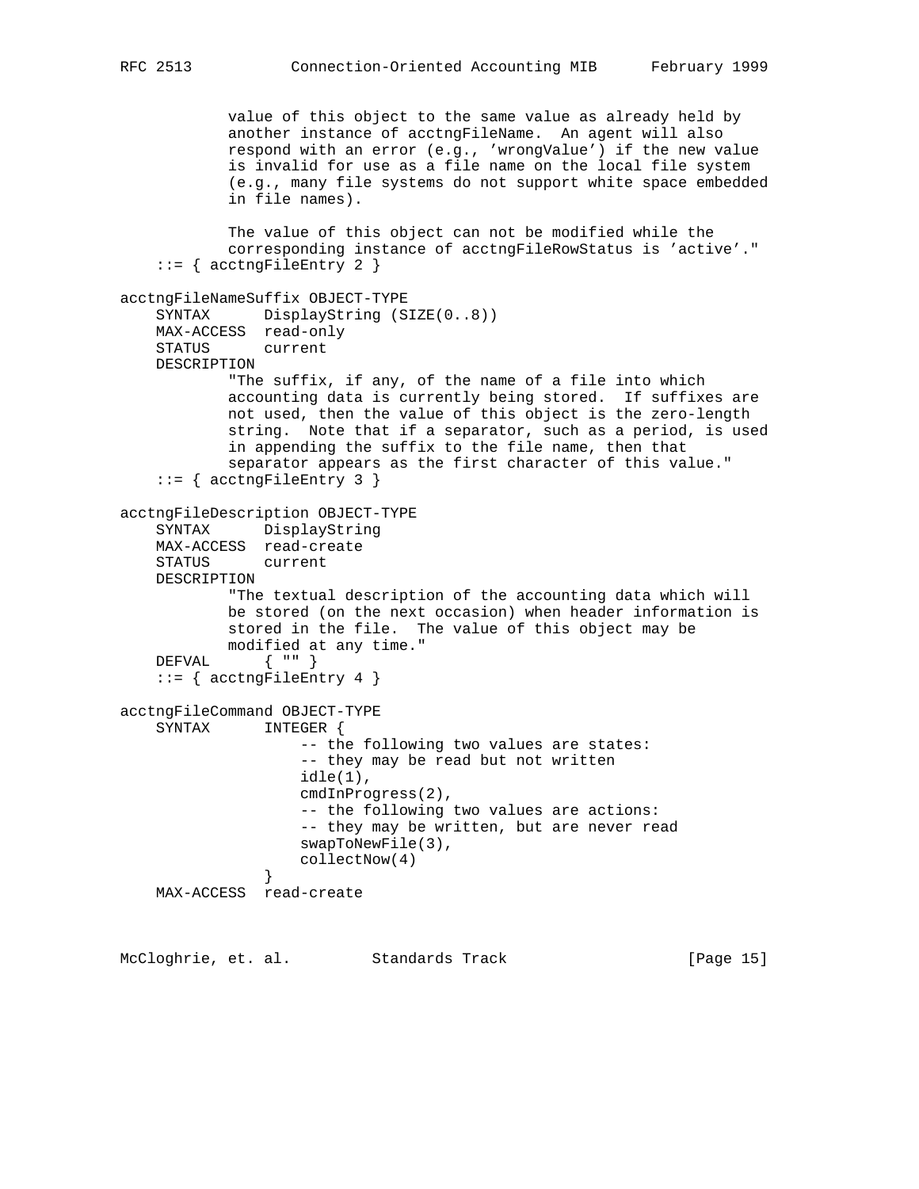```
            value of this object to the same value as already held by
            another instance of acctngFileName.  An agent will also
            respond with an error (e.g., 'wrongValue') if the new value
            is invalid for use as a file name on the local file system
            (e.g., many file systems do not support white space embedded
            in file names).

            The value of this object can not be modified while the
            corresponding instance of acctngFileRowStatus is 'active'."
    ::= { acctngFileEntry 2 }

acctngFileNameSuffix OBJECT-TYPE
    SYNTAX      DisplayString (SIZE(0..8))
    MAX-ACCESS  read-only
    STATUS      current
    DESCRIPTION
            "The suffix, if any, of the name of a file into which
            accounting data is currently being stored.  If suffixes are
            not used, then the value of this object is the zero-length
            string.  Note that if a separator, such as a period, is used
            in appending the suffix to the file name, then that
            separator appears as the first character of this value."
    ::= { acctngFileEntry 3 }

acctngFileDescription OBJECT-TYPE
    SYNTAX      DisplayString
    MAX-ACCESS  read-create
    STATUS      current
    DESCRIPTION
            "The textual description of the accounting data which will
            be stored (on the next occasion) when header information is
            stored in the file.  The value of this object may be
            modified at any time."
    DEFVAL      { "" }
    ::= { acctngFileEntry 4 }

acctngFileCommand OBJECT-TYPE
    SYNTAX      INTEGER {
                    -- the following two values are states:
                    -- they may be read but not written
                    idle(1),
                    cmdInProgress(2),
                    -- the following two values are actions:
                    -- they may be written, but are never read
                    swapToNewFile(3),
                    collectNow(4)
                }
    MAX-ACCESS  read-create
```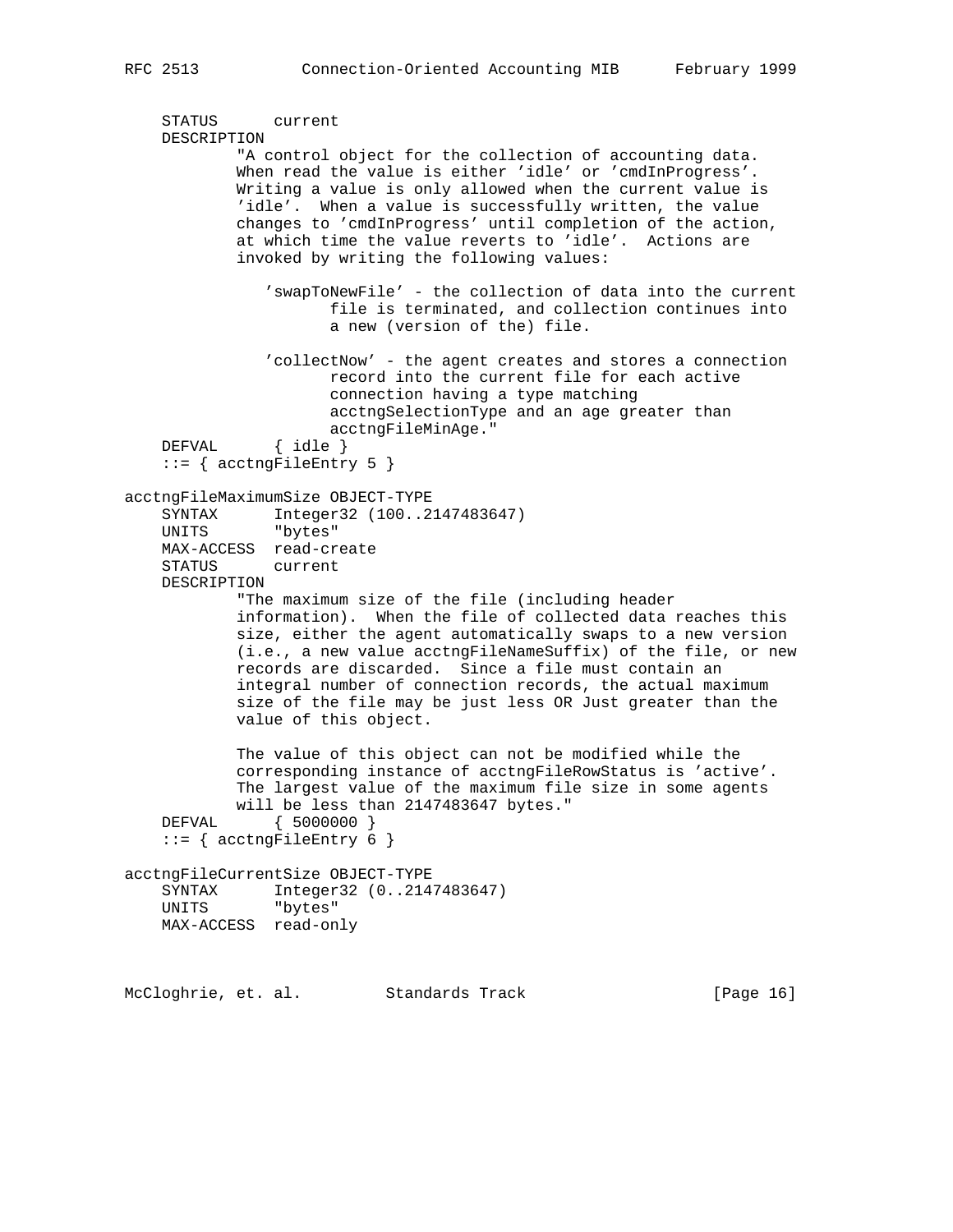```
    STATUS      current
    DESCRIPTION
            "A control object for the collection of accounting data.
            When read the value is either 'idle' or 'cmdInProgress'.
            Writing a value is only allowed when the current value is
            'idle'.  When a value is successfully written, the value
            changes to 'cmdInProgress' until completion of the action,
            at which time the value reverts to 'idle'.  Actions are
            invoked by writing the following values:

               'swapToNewFile' - the collection of data into the current
                      file is terminated, and collection continues into
                      a new (version of the) file.

               'collectNow' - the agent creates and stores a connection
                      record into the current file for each active
                      connection having a type matching
                      acctngSelectionType and an age greater than
                      acctngFileMinAge."
    DEFVAL      { idle }
    ::= { acctngFileEntry 5 }

acctngFileMaximumSize OBJECT-TYPE
    SYNTAX      Integer32 (100..2147483647)
    UNITS       "bytes"
    MAX-ACCESS  read-create
    STATUS      current
    DESCRIPTION
            "The maximum size of the file (including header
            information).  When the file of collected data reaches this
            size, either the agent automatically swaps to a new version
            (i.e., a new value acctngFileNameSuffix) of the file, or new
            records are discarded.  Since a file must contain an
            integral number of connection records, the actual maximum
            size of the file may be just less OR Just greater than the
            value of this object.

            The value of this object can not be modified while the
            corresponding instance of acctngFileRowStatus is 'active'.
            The largest value of the maximum file size in some agents
            will be less than 2147483647 bytes."
    DEFVAL      { 5000000 }
    ::= { acctngFileEntry 6 }

acctngFileCurrentSize OBJECT-TYPE
    SYNTAX      Integer32 (0..2147483647)
    UNITS       "bytes"
    MAX-ACCESS  read-only
```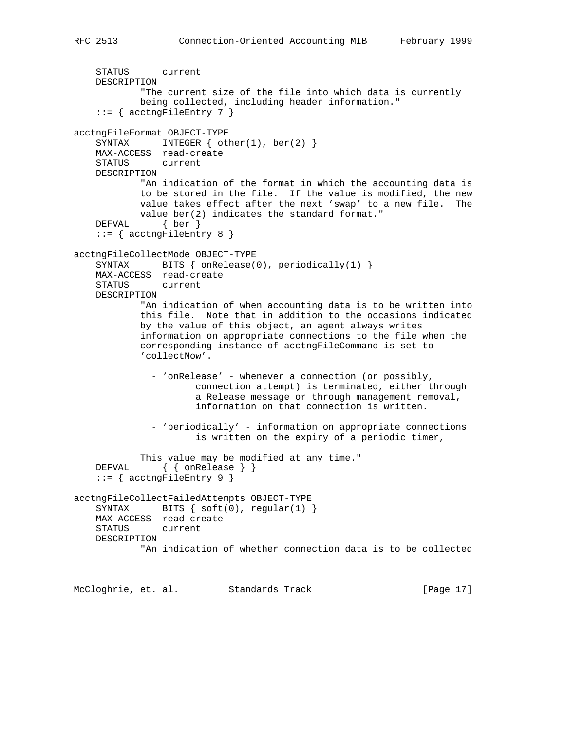```
    STATUS      current
    DESCRIPTION
            "The current size of the file into which data is currently
            being collected, including header information."
    ::= { acctngFileEntry 7 }

acctngFileFormat OBJECT-TYPE
    SYNTAX      INTEGER { other(1), ber(2) }
    MAX-ACCESS  read-create
    STATUS      current
    DESCRIPTION
            "An indication of the format in which the accounting data is
            to be stored in the file.  If the value is modified, the new
            value takes effect after the next 'swap' to a new file.  The
            value ber(2) indicates the standard format."
    DEFVAL      { ber }
    ::= { acctngFileEntry 8 }

acctngFileCollectMode OBJECT-TYPE
    SYNTAX      BITS { onRelease(0), periodically(1) }
    MAX-ACCESS  read-create
    STATUS      current
    DESCRIPTION
            "An indication of when accounting data is to be written into
            this file.  Note that in addition to the occasions indicated
            by the value of this object, an agent always writes
            information on appropriate connections to the file when the
            corresponding instance of acctngFileCommand is set to
            'collectNow'.

              - 'onRelease' - whenever a connection (or possibly,
                      connection attempt) is terminated, either through
                      a Release message or through management removal,
                      information on that connection is written.

              - 'periodically' - information on appropriate connections
                      is written on the expiry of a periodic timer,

            This value may be modified at any time."
    DEFVAL      { { onRelease } }
    ::= { acctngFileEntry 9 }

acctngFileCollectFailedAttempts OBJECT-TYPE
    SYNTAX      BITS { soft(0), regular(1) }
    MAX-ACCESS  read-create
    STATUS      current
    DESCRIPTION
            "An indication of whether connection data is to be collected
```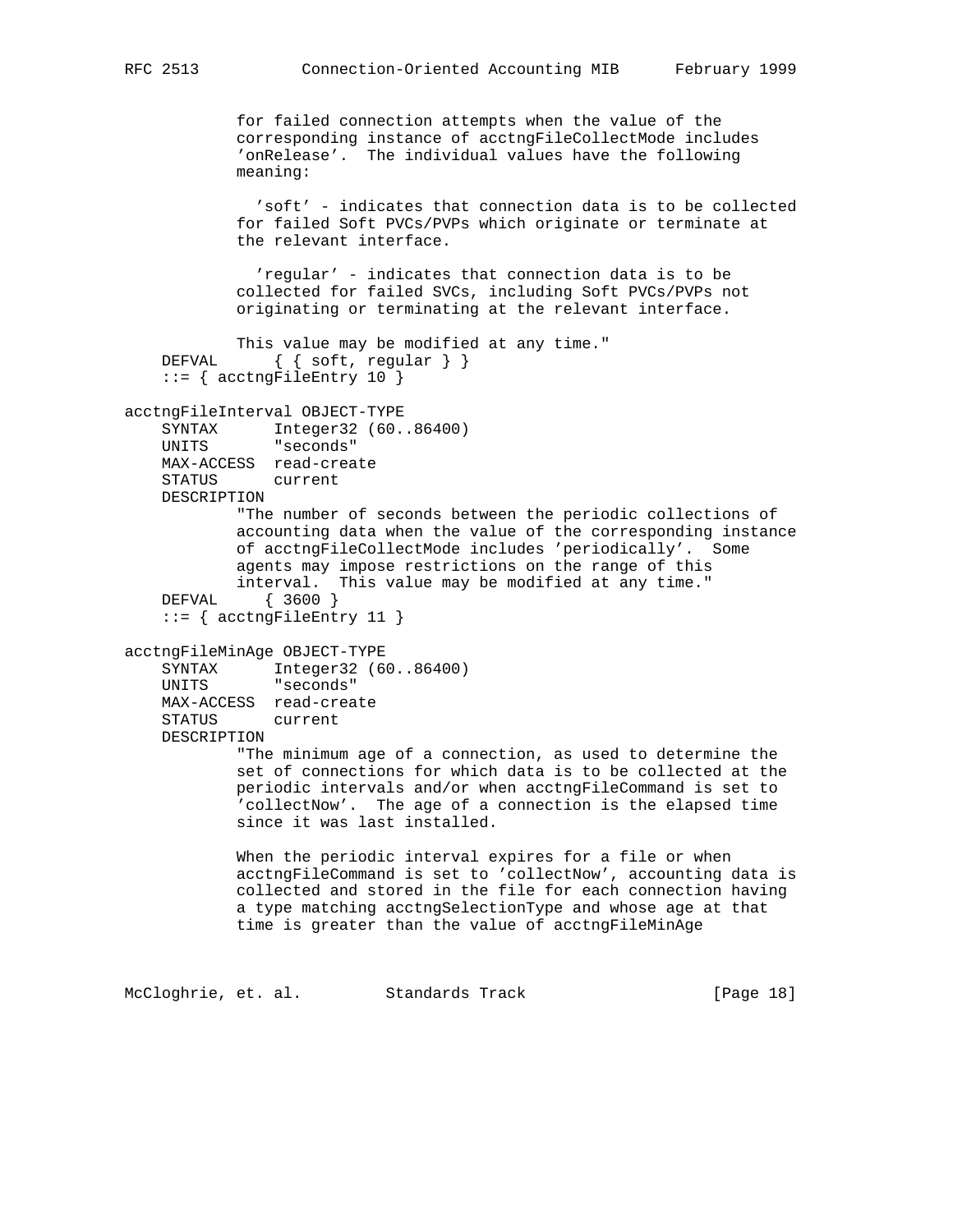```
            for failed connection attempts when the value of the
            corresponding instance of acctngFileCollectMode includes
            'onRelease'.  The individual values have the following
            meaning:

              'soft' - indicates that connection data is to be collected
            for failed Soft PVCs/PVPs which originate or terminate at
            the relevant interface.

              'regular' - indicates that connection data is to be
            collected for failed SVCs, including Soft PVCs/PVPs not
            originating or terminating at the relevant interface.

            This value may be modified at any time."
    DEFVAL      { { soft, regular } }
    ::= { acctngFileEntry 10 }

acctngFileInterval OBJECT-TYPE
    SYNTAX      Integer32 (60..86400)
    UNITS       "seconds"
    MAX-ACCESS  read-create
    STATUS      current
    DESCRIPTION
            "The number of seconds between the periodic collections of
            accounting data when the value of the corresponding instance
            of acctngFileCollectMode includes 'periodically'.  Some
            agents may impose restrictions on the range of this
            interval.  This value may be modified at any time."
    DEFVAL     { 3600 }
    ::= { acctngFileEntry 11 }

acctngFileMinAge OBJECT-TYPE
    SYNTAX      Integer32 (60..86400)
    UNITS       "seconds"
    MAX-ACCESS  read-create
    STATUS      current
    DESCRIPTION
            "The minimum age of a connection, as used to determine the
            set of connections for which data is to be collected at the
            periodic intervals and/or when acctngFileCommand is set to
            'collectNow'.  The age of a connection is the elapsed time
            since it was last installed.

            When the periodic interval expires for a file or when
            acctngFileCommand is set to 'collectNow', accounting data is
            collected and stored in the file for each connection having
            a type matching acctngSelectionType and whose age at that
            time is greater than the value of acctngFileMinAge
```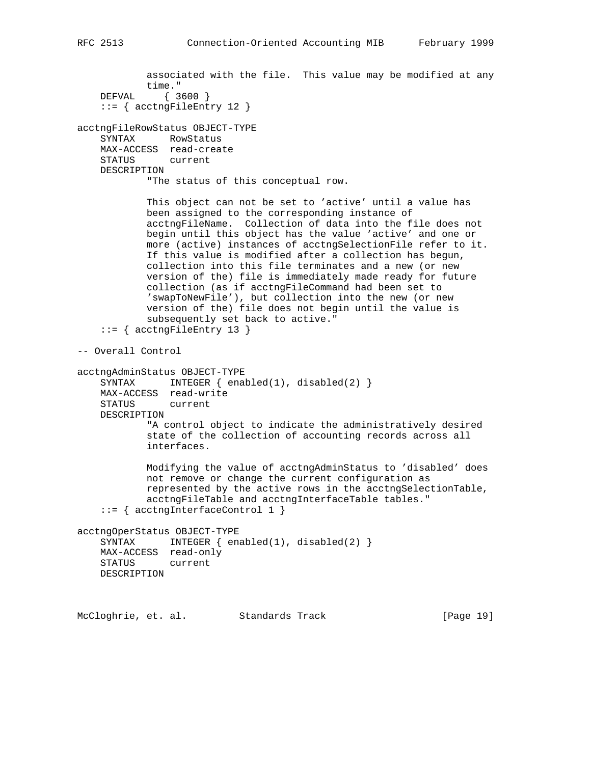```
            associated with the file.  This value may be modified at any
            time."
    DEFVAL     { 3600 }
    ::= { acctngFileEntry 12 }

acctngFileRowStatus OBJECT-TYPE
    SYNTAX      RowStatus
    MAX-ACCESS  read-create
    STATUS      current
    DESCRIPTION
            "The status of this conceptual row.

            This object can not be set to 'active' until a value has
            been assigned to the corresponding instance of
            acctngFileName.  Collection of data into the file does not
            begin until this object has the value 'active' and one or
            more (active) instances of acctngSelectionFile refer to it.
            If this value is modified after a collection has begun,
            collection into this file terminates and a new (or new
            version of the) file is immediately made ready for future
            collection (as if acctngFileCommand had been set to
            'swapToNewFile'), but collection into the new (or new
            version of the) file does not begin until the value is
            subsequently set back to active."
    ::= { acctngFileEntry 13 }

-- Overall Control

acctngAdminStatus OBJECT-TYPE
    SYNTAX      INTEGER { enabled(1), disabled(2) }
    MAX-ACCESS  read-write
    STATUS      current
    DESCRIPTION
            "A control object to indicate the administratively desired
            state of the collection of accounting records across all
            interfaces.

            Modifying the value of acctngAdminStatus to 'disabled' does
            not remove or change the current configuration as
            represented by the active rows in the acctngSelectionTable,
            acctngFileTable and acctngInterfaceTable tables."
    ::= { acctngInterfaceControl 1 }

acctngOperStatus OBJECT-TYPE
    SYNTAX      INTEGER { enabled(1), disabled(2) }
    MAX-ACCESS  read-only
    STATUS      current
    DESCRIPTION
```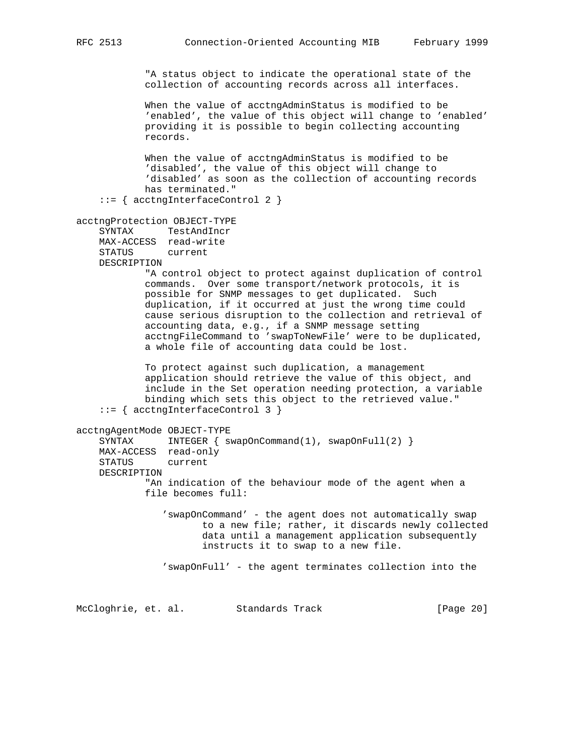```
            "A status object to indicate the operational state of the
            collection of accounting records across all interfaces.

            When the value of acctngAdminStatus is modified to be
            'enabled', the value of this object will change to 'enabled'
            providing it is possible to begin collecting accounting
            records.

            When the value of acctngAdminStatus is modified to be
            'disabled', the value of this object will change to
            'disabled' as soon as the collection of accounting records
            has terminated."
    ::= { acctngInterfaceControl 2 }

acctngProtection OBJECT-TYPE
    SYNTAX      TestAndIncr
    MAX-ACCESS  read-write
    STATUS      current
    DESCRIPTION
            "A control object to protect against duplication of control
            commands.  Over some transport/network protocols, it is
            possible for SNMP messages to get duplicated.  Such
            duplication, if it occurred at just the wrong time could
            cause serious disruption to the collection and retrieval of
            accounting data, e.g., if a SNMP message setting
            acctngFileCommand to 'swapToNewFile' were to be duplicated,
            a whole file of accounting data could be lost.

            To protect against such duplication, a management
            application should retrieve the value of this object, and
            include in the Set operation needing protection, a variable
            binding which sets this object to the retrieved value."
    ::= { acctngInterfaceControl 3 }

acctngAgentMode OBJECT-TYPE
    SYNTAX      INTEGER { swapOnCommand(1), swapOnFull(2) }
    MAX-ACCESS  read-only
    STATUS      current
    DESCRIPTION
            "An indication of the behaviour mode of the agent when a
            file becomes full:

               'swapOnCommand' - the agent does not automatically swap
                      to a new file; rather, it discards newly collected
                      data until a management application subsequently
                      instructs it to swap to a new file.

               'swapOnFull' - the agent terminates collection into the
```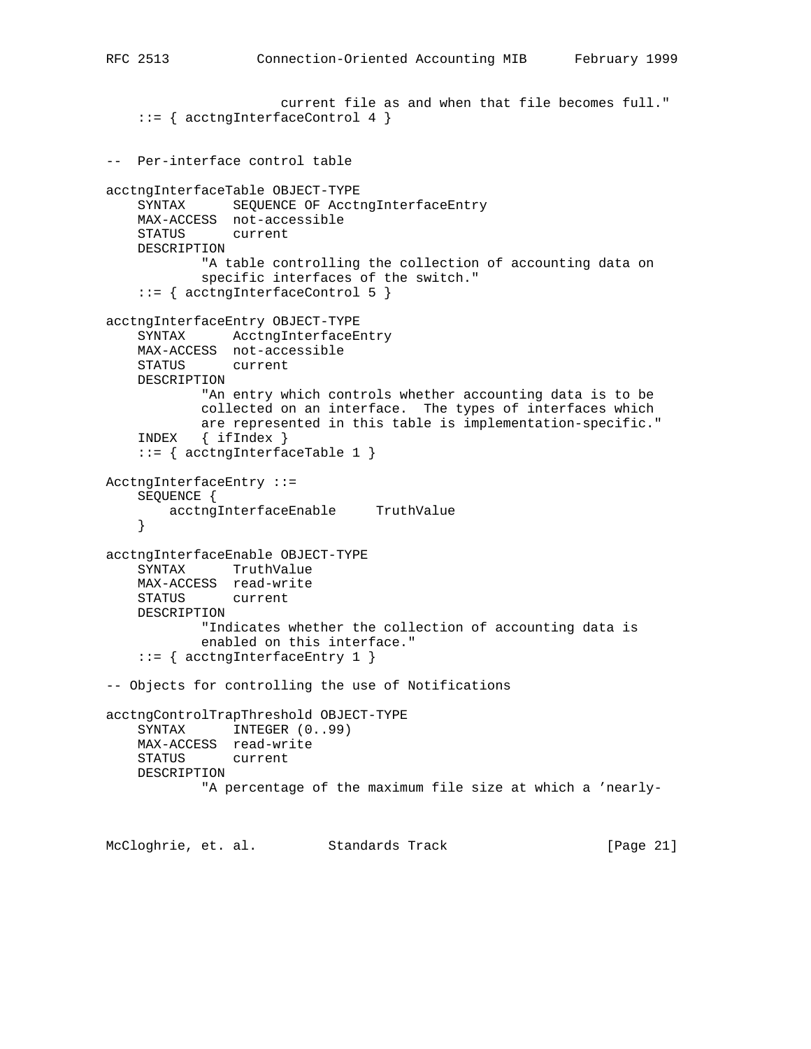```
                     current file as and when that file becomes full."
    ::= { acctngInterfaceControl 4 }


--  Per-interface control table

acctngInterfaceTable OBJECT-TYPE
    SYNTAX      SEQUENCE OF AcctngInterfaceEntry
    MAX-ACCESS  not-accessible
    STATUS      current
    DESCRIPTION
            "A table controlling the collection of accounting data on
            specific interfaces of the switch."
    ::= { acctngInterfaceControl 5 }

acctngInterfaceEntry OBJECT-TYPE
    SYNTAX      AcctngInterfaceEntry
    MAX-ACCESS  not-accessible
    STATUS      current
    DESCRIPTION
            "An entry which controls whether accounting data is to be
            collected on an interface.  The types of interfaces which
            are represented in this table is implementation-specific."
    INDEX   { ifIndex }
    ::= { acctngInterfaceTable 1 }

AcctngInterfaceEntry ::=
    SEQUENCE {
        acctngInterfaceEnable     TruthValue
    }

acctngInterfaceEnable OBJECT-TYPE
    SYNTAX      TruthValue
    MAX-ACCESS  read-write
    STATUS      current
    DESCRIPTION
            "Indicates whether the collection of accounting data is
            enabled on this interface."
    ::= { acctngInterfaceEntry 1 }

-- Objects for controlling the use of Notifications

acctngControlTrapThreshold OBJECT-TYPE
    SYNTAX      INTEGER (0..99)
    MAX-ACCESS  read-write
    STATUS      current
    DESCRIPTION
            "A percentage of the maximum file size at which a 'nearly-
```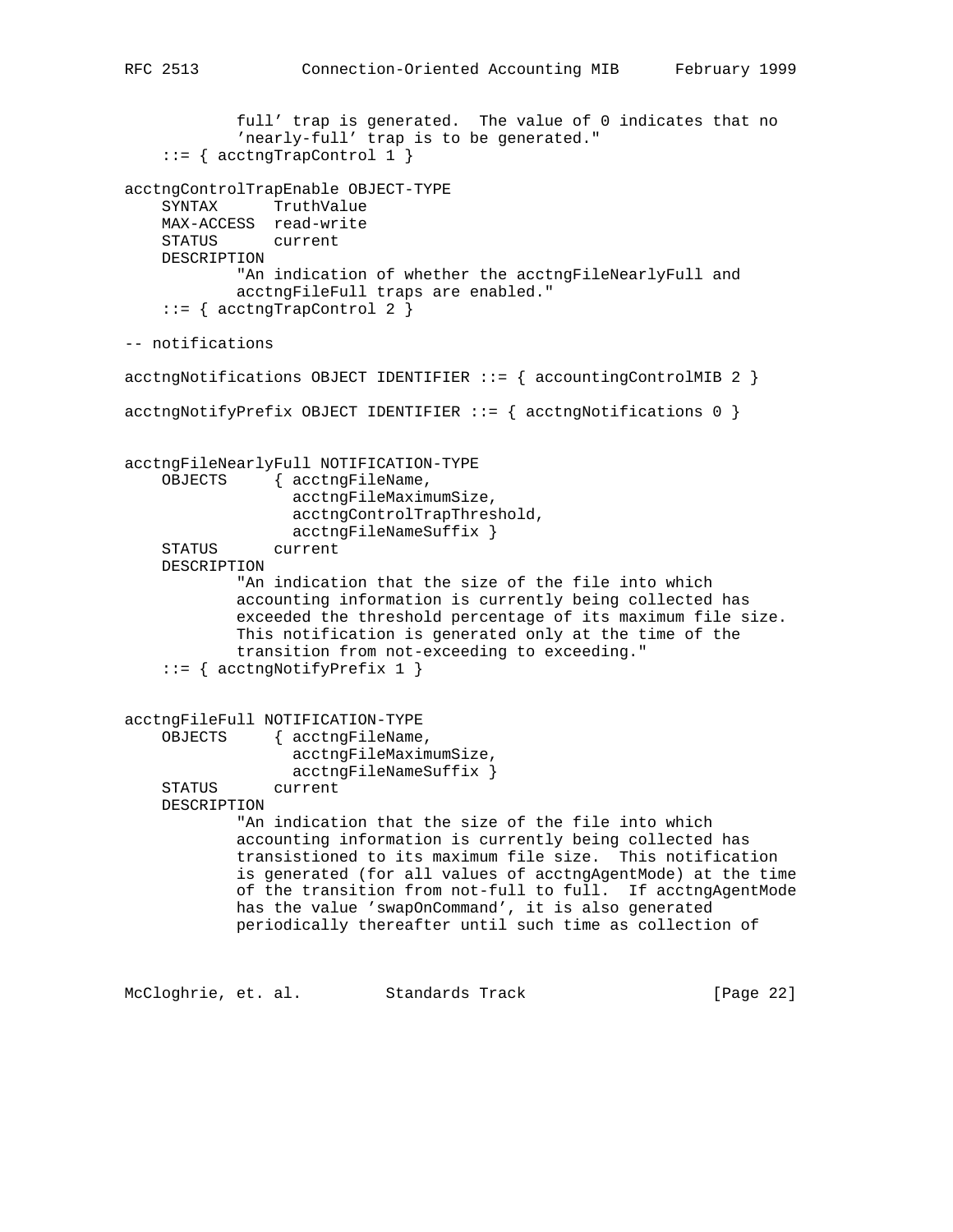```
            full' trap is generated.  The value of 0 indicates that no
            'nearly-full' trap is to be generated."
    ::= { acctngTrapControl 1 }

acctngControlTrapEnable OBJECT-TYPE
    SYNTAX      TruthValue
    MAX-ACCESS  read-write
    STATUS      current
    DESCRIPTION
            "An indication of whether the acctngFileNearlyFull and
            acctngFileFull traps are enabled."
    ::= { acctngTrapControl 2 }

-- notifications

acctngNotifications OBJECT IDENTIFIER ::= { accountingControlMIB 2 }

acctngNotifyPrefix OBJECT IDENTIFIER ::= { acctngNotifications 0 }


acctngFileNearlyFull NOTIFICATION-TYPE
    OBJECTS     { acctngFileName,
                  acctngFileMaximumSize,
                  acctngControlTrapThreshold,
                  acctngFileNameSuffix }
    STATUS      current
    DESCRIPTION
            "An indication that the size of the file into which
            accounting information is currently being collected has
            exceeded the threshold percentage of its maximum file size.
            This notification is generated only at the time of the
            transition from not-exceeding to exceeding."
    ::= { acctngNotifyPrefix 1 }


acctngFileFull NOTIFICATION-TYPE
    OBJECTS     { acctngFileName,
                  acctngFileMaximumSize,
                  acctngFileNameSuffix }
    STATUS      current
    DESCRIPTION
            "An indication that the size of the file into which
            accounting information is currently being collected has
            transistioned to its maximum file size.  This notification
            is generated (for all values of acctngAgentMode) at the time
            of the transition from not-full to full.  If acctngAgentMode
            has the value 'swapOnCommand', it is also generated
            periodically thereafter until such time as collection of
```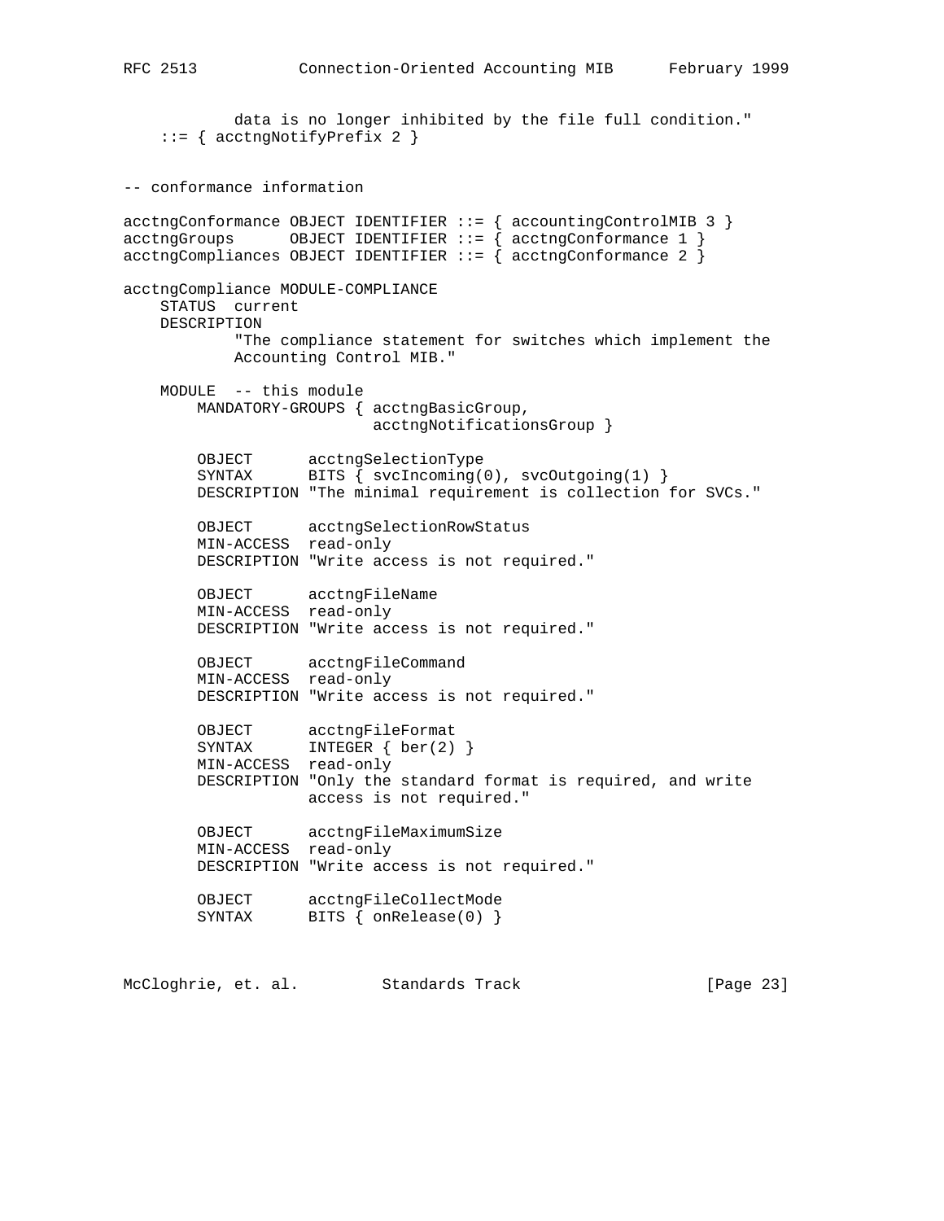```
            data is no longer inhibited by the file full condition."
    ::= { acctngNotifyPrefix 2 }


-- conformance information

acctngConformance OBJECT IDENTIFIER ::= { accountingControlMIB 3 }
acctngGroups      OBJECT IDENTIFIER ::= { acctngConformance 1 }
acctngCompliances OBJECT IDENTIFIER ::= { acctngConformance 2 }

acctngCompliance MODULE-COMPLIANCE
    STATUS  current
    DESCRIPTION
            "The compliance statement for switches which implement the
            Accounting Control MIB."

    MODULE  -- this module
        MANDATORY-GROUPS { acctngBasicGroup,
                           acctngNotificationsGroup }

        OBJECT      acctngSelectionType
        SYNTAX      BITS { svcIncoming(0), svcOutgoing(1) }
        DESCRIPTION "The minimal requirement is collection for SVCs."

        OBJECT      acctngSelectionRowStatus
        MIN-ACCESS  read-only
        DESCRIPTION "Write access is not required."

        OBJECT      acctngFileName
        MIN-ACCESS  read-only
        DESCRIPTION "Write access is not required."

        OBJECT      acctngFileCommand
        MIN-ACCESS  read-only
        DESCRIPTION "Write access is not required."

        OBJECT      acctngFileFormat
        SYNTAX      INTEGER { ber(2) }
        MIN-ACCESS  read-only
        DESCRIPTION "Only the standard format is required, and write
                    access is not required."

        OBJECT      acctngFileMaximumSize
        MIN-ACCESS  read-only
        DESCRIPTION "Write access is not required."

        OBJECT      acctngFileCollectMode
        SYNTAX      BITS { onRelease(0) }
```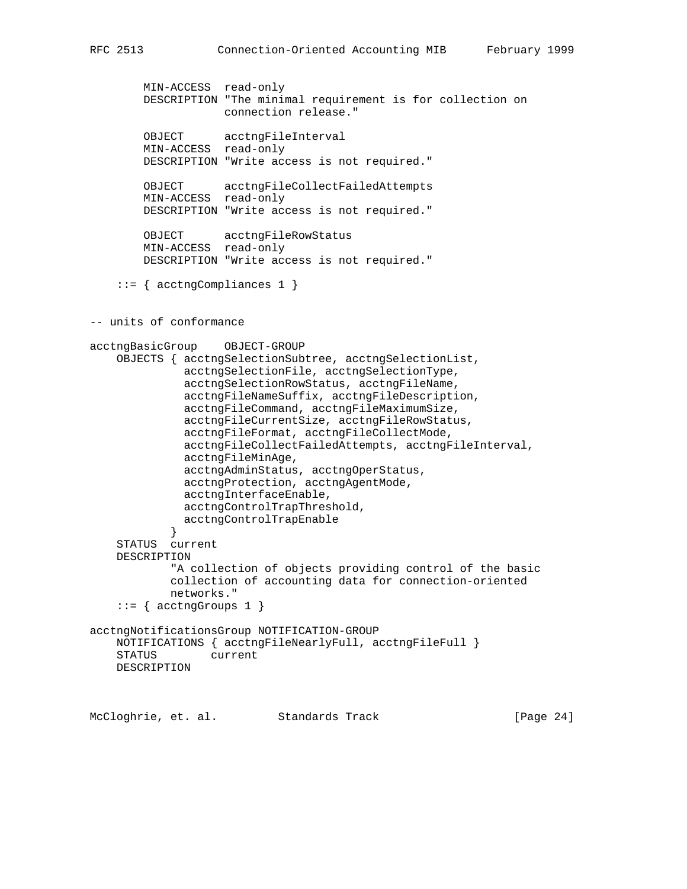```
        MIN-ACCESS  read-only
        DESCRIPTION "The minimal requirement is for collection on
                    connection release."

        OBJECT      acctngFileInterval
        MIN-ACCESS  read-only
        DESCRIPTION "Write access is not required."

        OBJECT      acctngFileCollectFailedAttempts
        MIN-ACCESS  read-only
        DESCRIPTION "Write access is not required."

        OBJECT      acctngFileRowStatus
        MIN-ACCESS  read-only
        DESCRIPTION "Write access is not required."

    ::= { acctngCompliances 1 }


-- units of conformance

acctngBasicGroup    OBJECT-GROUP
    OBJECTS { acctngSelectionSubtree, acctngSelectionList,
              acctngSelectionFile, acctngSelectionType,
              acctngSelectionRowStatus, acctngFileName,
              acctngFileNameSuffix, acctngFileDescription,
              acctngFileCommand, acctngFileMaximumSize,
              acctngFileCurrentSize, acctngFileRowStatus,
              acctngFileFormat, acctngFileCollectMode,
              acctngFileCollectFailedAttempts, acctngFileInterval,
              acctngFileMinAge,
              acctngAdminStatus, acctngOperStatus,
              acctngProtection, acctngAgentMode,
              acctngInterfaceEnable,
              acctngControlTrapThreshold,
              acctngControlTrapEnable
            }
    STATUS  current
    DESCRIPTION
            "A collection of objects providing control of the basic
            collection of accounting data for connection-oriented
            networks."
    ::= { acctngGroups 1 }

acctngNotificationsGroup NOTIFICATION-GROUP
    NOTIFICATIONS { acctngFileNearlyFull, acctngFileFull }
    STATUS        current
    DESCRIPTION
```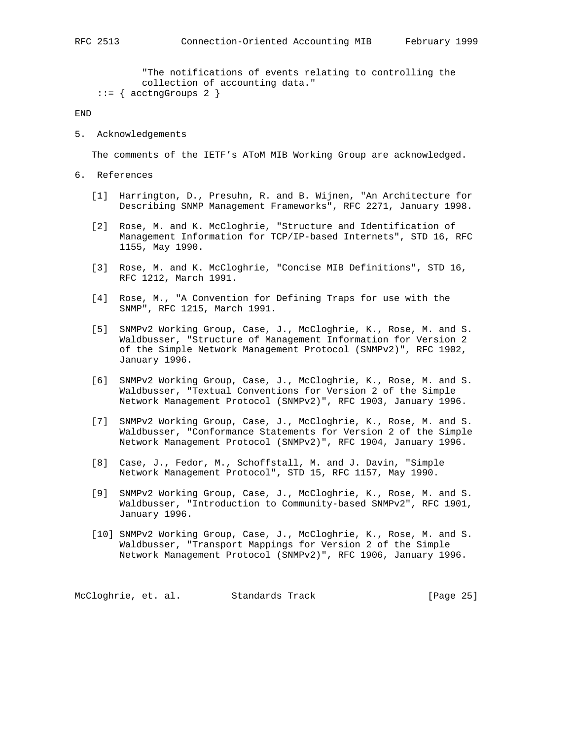```
            "The notifications of events relating to controlling the
            collection of accounting data."
    ::= { acctngGroups 2 }

END
```

## 5. Acknowledgements

The comments of the IETF's AToM MIB Working Group are acknowledged.

## 6. References

[1] Harrington, D., Presuhn, R. and B. Wijnen, "An Architecture for Describing SNMP Management Frameworks", RFC 2271, January 1998.

[2] Rose, M. and K. McCloghrie, "Structure and Identification of Management Information for TCP/IP-based Internets", STD 16, RFC 1155, May 1990.

[3] Rose, M. and K. McCloghrie, "Concise MIB Definitions", STD 16, RFC 1212, March 1991.

[4] Rose, M., "A Convention for Defining Traps for use with the SNMP", RFC 1215, March 1991.

[5] SNMPv2 Working Group, Case, J., McCloghrie, K., Rose, M. and S. Waldbusser, "Structure of Management Information for Version 2 of the Simple Network Management Protocol (SNMPv2)", RFC 1902, January 1996.

[6] SNMPv2 Working Group, Case, J., McCloghrie, K., Rose, M. and S. Waldbusser, "Textual Conventions for Version 2 of the Simple Network Management Protocol (SNMPv2)", RFC 1903, January 1996.

[7] SNMPv2 Working Group, Case, J., McCloghrie, K., Rose, M. and S. Waldbusser, "Conformance Statements for Version 2 of the Simple Network Management Protocol (SNMPv2)", RFC 1904, January 1996.

[8] Case, J., Fedor, M., Schoffstall, M. and J. Davin, "Simple Network Management Protocol", STD 15, RFC 1157, May 1990.

[9] SNMPv2 Working Group, Case, J., McCloghrie, K., Rose, M. and S. Waldbusser, "Introduction to Community-based SNMPv2", RFC 1901, January 1996.

[10] SNMPv2 Working Group, Case, J., McCloghrie, K., Rose, M. and S. Waldbusser, "Transport Mappings for Version 2 of the Simple Network Management Protocol (SNMPv2)", RFC 1906, January 1996.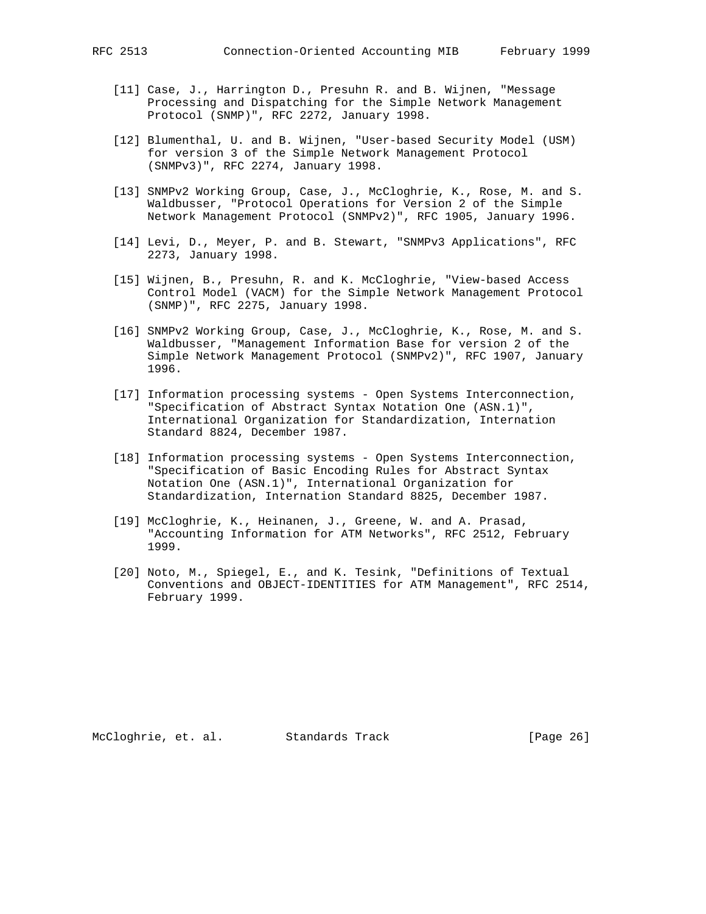[11] Case, J., Harrington D., Presuhn R. and B. Wijnen, "Message Processing and Dispatching for the Simple Network Management Protocol (SNMP)", RFC 2272, January 1998.

[12] Blumenthal, U. and B. Wijnen, "User-based Security Model (USM) for version 3 of the Simple Network Management Protocol (SNMPv3)", RFC 2274, January 1998.

[13] SNMPv2 Working Group, Case, J., McCloghrie, K., Rose, M. and S. Waldbusser, "Protocol Operations for Version 2 of the Simple Network Management Protocol (SNMPv2)", RFC 1905, January 1996.

[14] Levi, D., Meyer, P. and B. Stewart, "SNMPv3 Applications", RFC 2273, January 1998.

[15] Wijnen, B., Presuhn, R. and K. McCloghrie, "View-based Access Control Model (VACM) for the Simple Network Management Protocol (SNMP)", RFC 2275, January 1998.

[16] SNMPv2 Working Group, Case, J., McCloghrie, K., Rose, M. and S. Waldbusser, "Management Information Base for version 2 of the Simple Network Management Protocol (SNMPv2)", RFC 1907, January 1996.

[17] Information processing systems - Open Systems Interconnection, "Specification of Abstract Syntax Notation One (ASN.1)", International Organization for Standardization, Internation Standard 8824, December 1987.

[18] Information processing systems - Open Systems Interconnection, "Specification of Basic Encoding Rules for Abstract Syntax Notation One (ASN.1)", International Organization for Standardization, Internation Standard 8825, December 1987.

[19] McCloghrie, K., Heinanen, J., Greene, W. and A. Prasad, "Accounting Information for ATM Networks", RFC 2512, February 1999.

[20] Noto, M., Spiegel, E., and K. Tesink, "Definitions of Textual Conventions and OBJECT-IDENTITIES for ATM Management", RFC 2514, February 1999.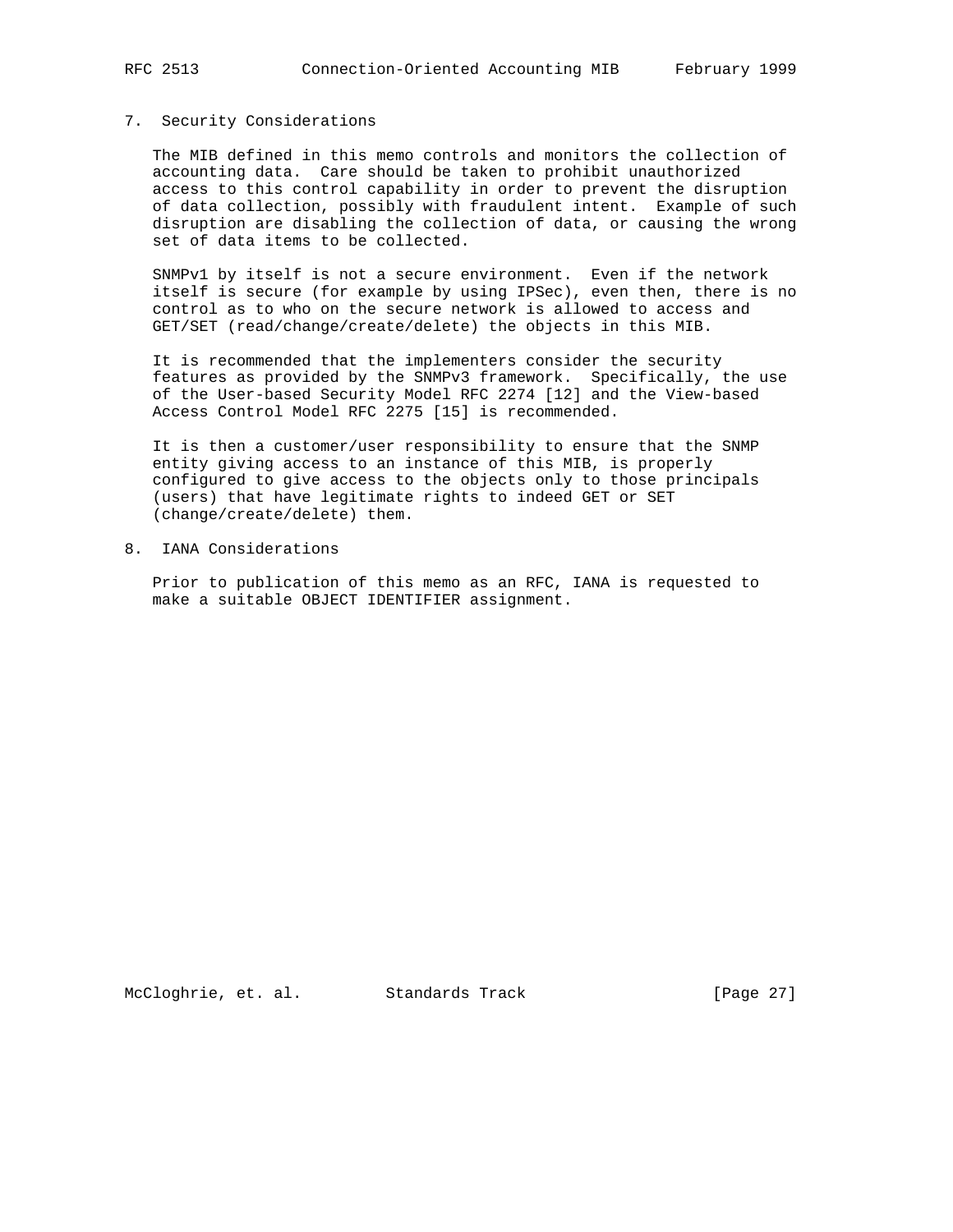## 7. Security Considerations

The MIB defined in this memo controls and monitors the collection of accounting data. Care should be taken to prohibit unauthorized access to this control capability in order to prevent the disruption of data collection, possibly with fraudulent intent. Example of such disruption are disabling the collection of data, or causing the wrong set of data items to be collected.

SNMPv1 by itself is not a secure environment. Even if the network itself is secure (for example by using IPSec), even then, there is no control as to who on the secure network is allowed to access and GET/SET (read/change/create/delete) the objects in this MIB.

It is recommended that the implementers consider the security features as provided by the SNMPv3 framework. Specifically, the use of the User-based Security Model RFC 2274 [12] and the View-based Access Control Model RFC 2275 [15] is recommended.

It is then a customer/user responsibility to ensure that the SNMP entity giving access to an instance of this MIB, is properly configured to give access to the objects only to those principals (users) that have legitimate rights to indeed GET or SET (change/create/delete) them.

## 8. IANA Considerations

Prior to publication of this memo as an RFC, IANA is requested to make a suitable OBJECT IDENTIFIER assignment.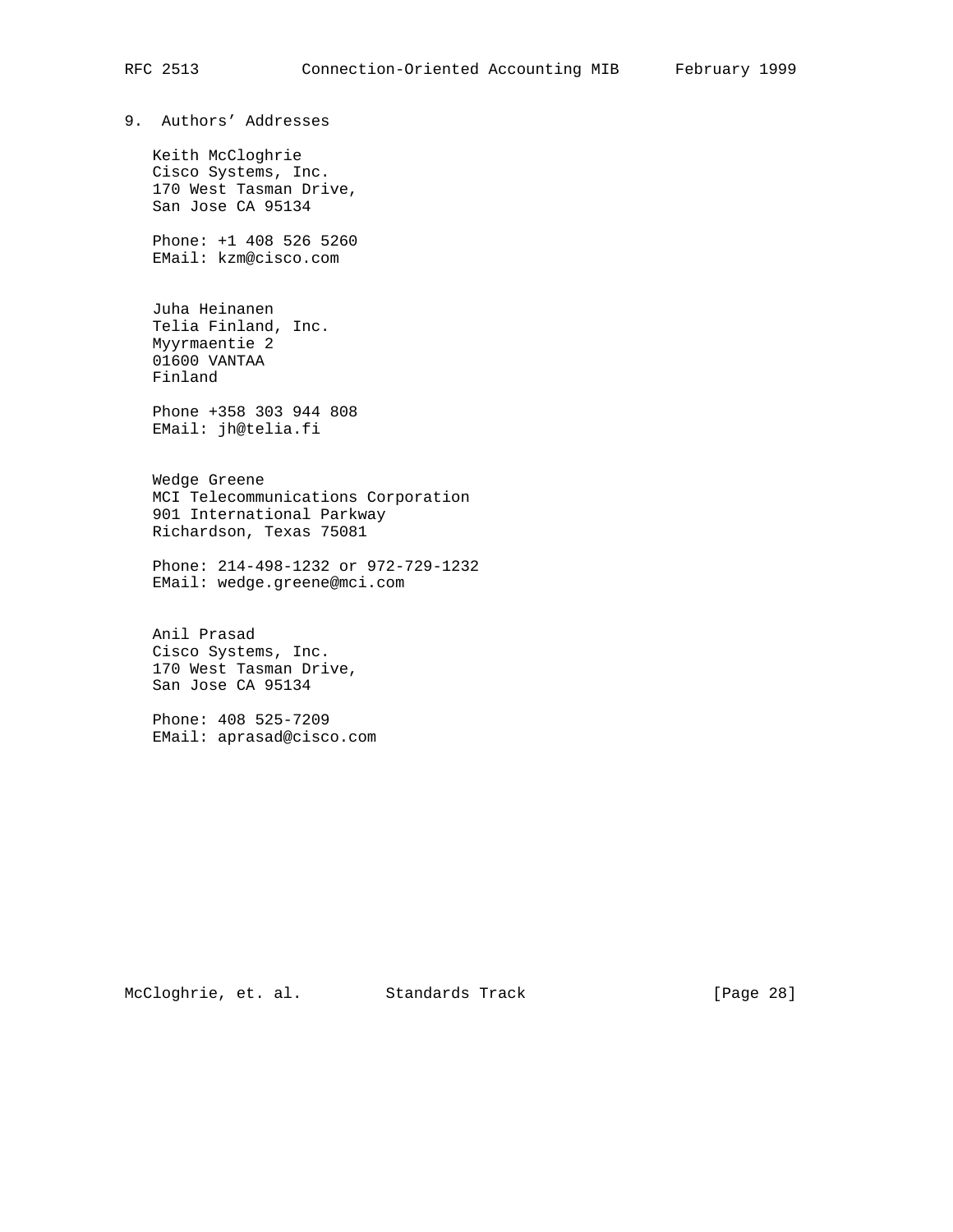## 9. Authors' Addresses

Keith McCloghrie
Cisco Systems, Inc.
170 West Tasman Drive,
San Jose CA 95134

Phone: +1 408 526 5260
EMail: kzm@cisco.com

Juha Heinanen
Telia Finland, Inc.
Myyrmaentie 2
01600 VANTAA
Finland

Phone +358 303 944 808
EMail: jh@telia.fi

Wedge Greene
MCI Telecommunications Corporation
901 International Parkway
Richardson, Texas 75081

Phone: 214-498-1232 or 972-729-1232
EMail: wedge.greene@mci.com

Anil Prasad
Cisco Systems, Inc.
170 West Tasman Drive,
San Jose CA 95134

Phone: 408 525-7209
EMail: aprasad@cisco.com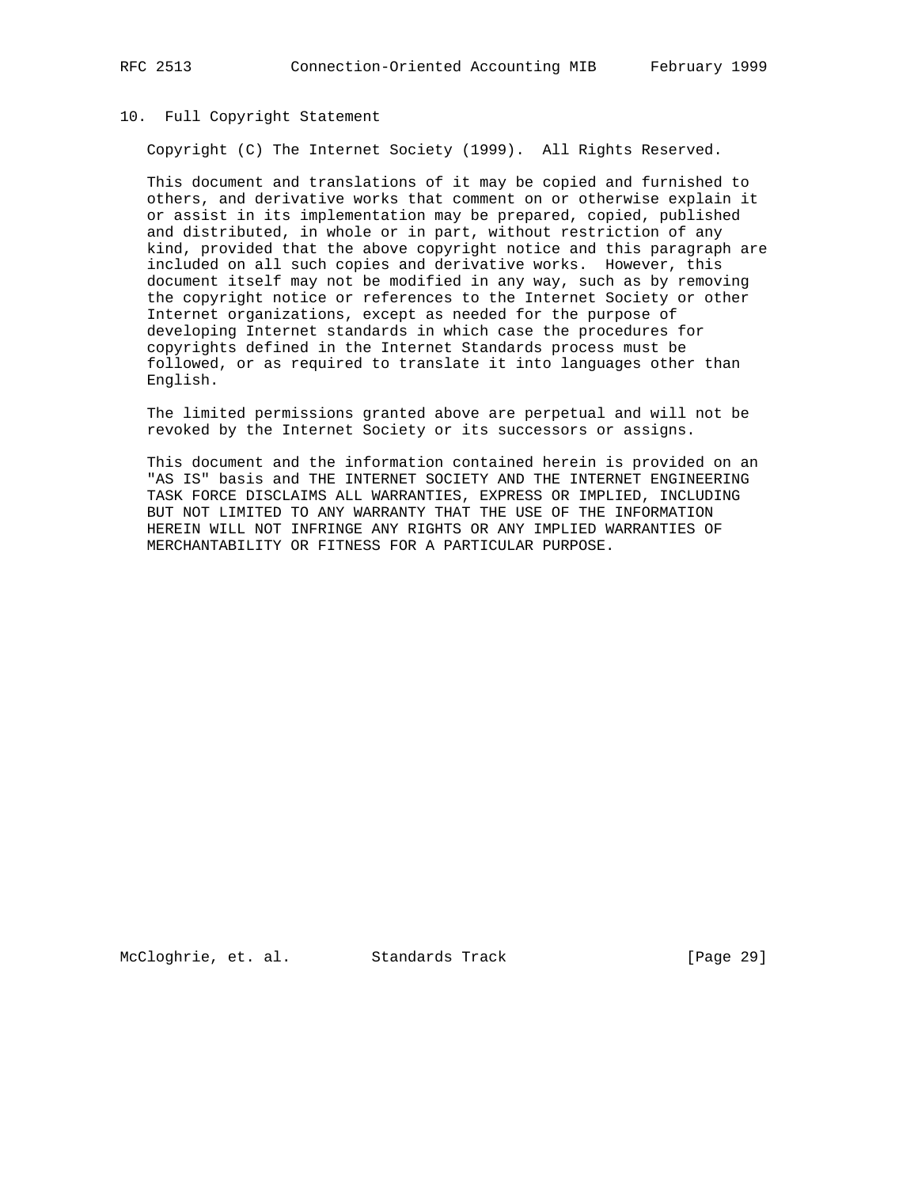## 10. Full Copyright Statement

Copyright (C) The Internet Society (1999). All Rights Reserved.

This document and translations of it may be copied and furnished to others, and derivative works that comment on or otherwise explain it or assist in its implementation may be prepared, copied, published and distributed, in whole or in part, without restriction of any kind, provided that the above copyright notice and this paragraph are included on all such copies and derivative works. However, this document itself may not be modified in any way, such as by removing the copyright notice or references to the Internet Society or other Internet organizations, except as needed for the purpose of developing Internet standards in which case the procedures for copyrights defined in the Internet Standards process must be followed, or as required to translate it into languages other than English.

The limited permissions granted above are perpetual and will not be revoked by the Internet Society or its successors or assigns.

This document and the information contained herein is provided on an "AS IS" basis and THE INTERNET SOCIETY AND THE INTERNET ENGINEERING TASK FORCE DISCLAIMS ALL WARRANTIES, EXPRESS OR IMPLIED, INCLUDING BUT NOT LIMITED TO ANY WARRANTY THAT THE USE OF THE INFORMATION HEREIN WILL NOT INFRINGE ANY RIGHTS OR ANY IMPLIED WARRANTIES OF MERCHANTABILITY OR FITNESS FOR A PARTICULAR PURPOSE.